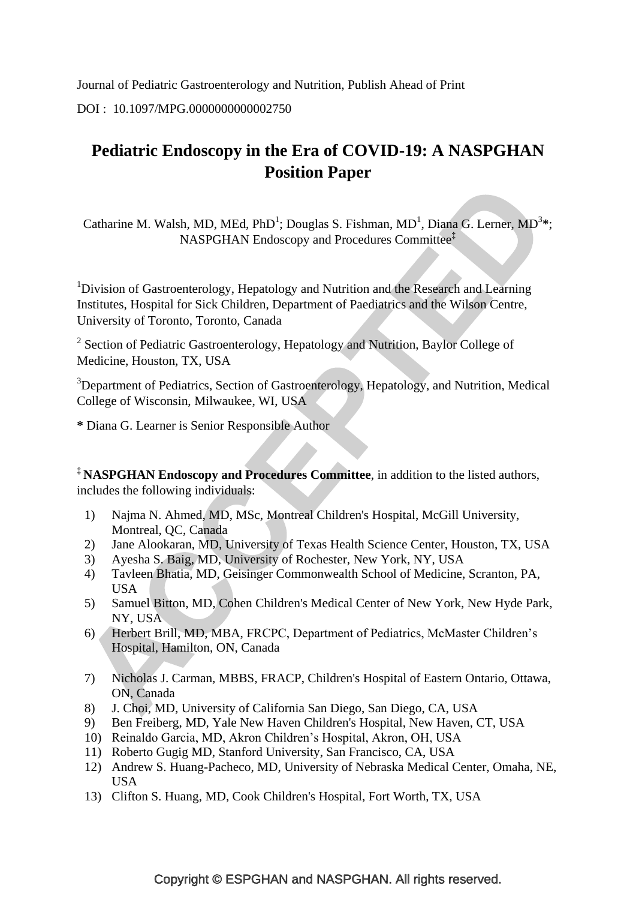Journal of Pediatric Gastroenterology and Nutrition, Publish Ahead of Print

DOI : 10.1097/MPG.0000000000002750

# Pediatric Endoscopy in the Era of COVID-19: A NASPGHAN Position Paper

Catharine M. Walsh, MD, MEd, PhD[1]; Douglas S. Fishman, MD[1], Diana G. Lerner, MD[3]*; NASPGHAN Endoscopy and Procedures Committee[‡]

[1]Division of Gastroenterology, Hepatology and Nutrition and the Research and Learning Institutes, Hospital for Sick Children, Department of Paediatrics and the Wilson Centre, University of Toronto, Toronto, Canada

[2] Section of Pediatric Gastroenterology, Hepatology and Nutrition, Baylor College of Medicine, Houston, TX, USA

[3]Department of Pediatrics, Section of Gastroenterology, Hepatology, and Nutrition, Medical College of Wisconsin, Milwaukee, WI, USA

**\*** Diana G. Learner is Senior Responsible Author

[‡] **NASPGHAN Endoscopy and Procedures Committee**, in addition to the listed authors, includes the following individuals:

1) Najma N. Ahmed, MD, MSc, Montreal Children's Hospital, McGill University, Montreal, QC, Canada
2) Jane Alookaran, MD, University of Texas Health Science Center, Houston, TX, USA
3) Ayesha S. Baig, MD, University of Rochester, New York, NY, USA
4) Tavleen Bhatia, MD, Geisinger Commonwealth School of Medicine, Scranton, PA, USA
5) Samuel Bitton, MD, Cohen Children's Medical Center of New York, New Hyde Park, NY, USA
6) Herbert Brill, MD, MBA, FRCPC, Department of Pediatrics, McMaster Children's Hospital, Hamilton, ON, Canada
7) Nicholas J. Carman, MBBS, FRACP, Children's Hospital of Eastern Ontario, Ottawa, ON, Canada
8) J. Choi, MD, University of California San Diego, San Diego, CA, USA
9) Ben Freiberg, MD, Yale New Haven Children's Hospital, New Haven, CT, USA
10) Reinaldo Garcia, MD, Akron Children's Hospital, Akron, OH, USA
11) Roberto Gugig MD, Stanford University, San Francisco, CA, USA
12) Andrew S. Huang-Pacheco, MD, University of Nebraska Medical Center, Omaha, NE, USA
13) Clifton S. Huang, MD, Cook Children's Hospital, Fort Worth, TX, USA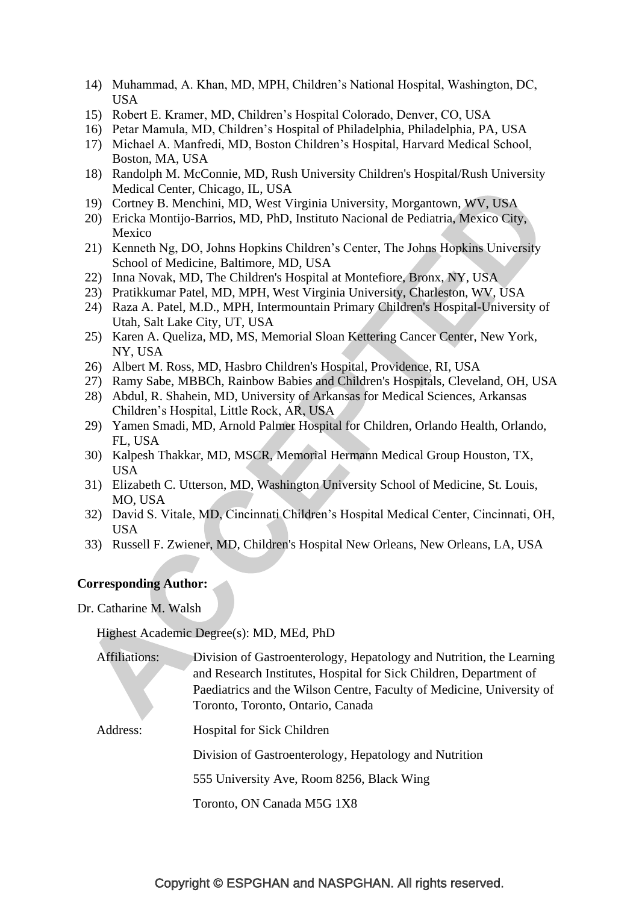14) Muhammad, A. Khan, MD, MPH, Children's National Hospital, Washington, DC, USA
15) Robert E. Kramer, MD, Children's Hospital Colorado, Denver, CO, USA
16) Petar Mamula, MD, Children's Hospital of Philadelphia, Philadelphia, PA, USA
17) Michael A. Manfredi, MD, Boston Children's Hospital, Harvard Medical School, Boston, MA, USA
18) Randolph M. McConnie, MD, Rush University Children's Hospital/Rush University Medical Center, Chicago, IL, USA
19) Cortney B. Menchini, MD, West Virginia University, Morgantown, WV, USA
20) Ericka Montijo-Barrios, MD, PhD, Instituto Nacional de Pediatria, Mexico City, Mexico
21) Kenneth Ng, DO, Johns Hopkins Children's Center, The Johns Hopkins University School of Medicine, Baltimore, MD, USA
22) Inna Novak, MD, The Children's Hospital at Montefiore, Bronx, NY, USA
23) Pratikkumar Patel, MD, MPH, West Virginia University, Charleston, WV, USA
24) Raza A. Patel, M.D., MPH, Intermountain Primary Children's Hospital-University of Utah, Salt Lake City, UT, USA
25) Karen A. Queliza, MD, MS, Memorial Sloan Kettering Cancer Center, New York, NY, USA
26) Albert M. Ross, MD, Hasbro Children's Hospital, Providence, RI, USA
27) Ramy Sabe, MBBCh, Rainbow Babies and Children's Hospitals, Cleveland, OH, USA
28) Abdul, R. Shahein, MD, University of Arkansas for Medical Sciences, Arkansas Children's Hospital, Little Rock, AR, USA
29) Yamen Smadi, MD, Arnold Palmer Hospital for Children, Orlando Health, Orlando, FL, USA
30) Kalpesh Thakkar, MD, MSCR, Memorial Hermann Medical Group Houston, TX, USA
31) Elizabeth C. Utterson, MD, Washington University School of Medicine, St. Louis, MO, USA
32) David S. Vitale, MD, Cincinnati Children's Hospital Medical Center, Cincinnati, OH, USA
33) Russell F. Zwiener, MD, Children's Hospital New Orleans, New Orleans, LA, USA

**Corresponding Author:**

Dr. Catharine M. Walsh

Highest Academic Degree(s): MD, MEd, PhD

Affiliations: Division of Gastroenterology, Hepatology and Nutrition, the Learning and Research Institutes, Hospital for Sick Children, Department of Paediatrics and the Wilson Centre, Faculty of Medicine, University of Toronto, Toronto, Ontario, Canada

Address: Hospital for Sick Children

Division of Gastroenterology, Hepatology and Nutrition

555 University Ave, Room 8256, Black Wing

Toronto, ON Canada M5G 1X8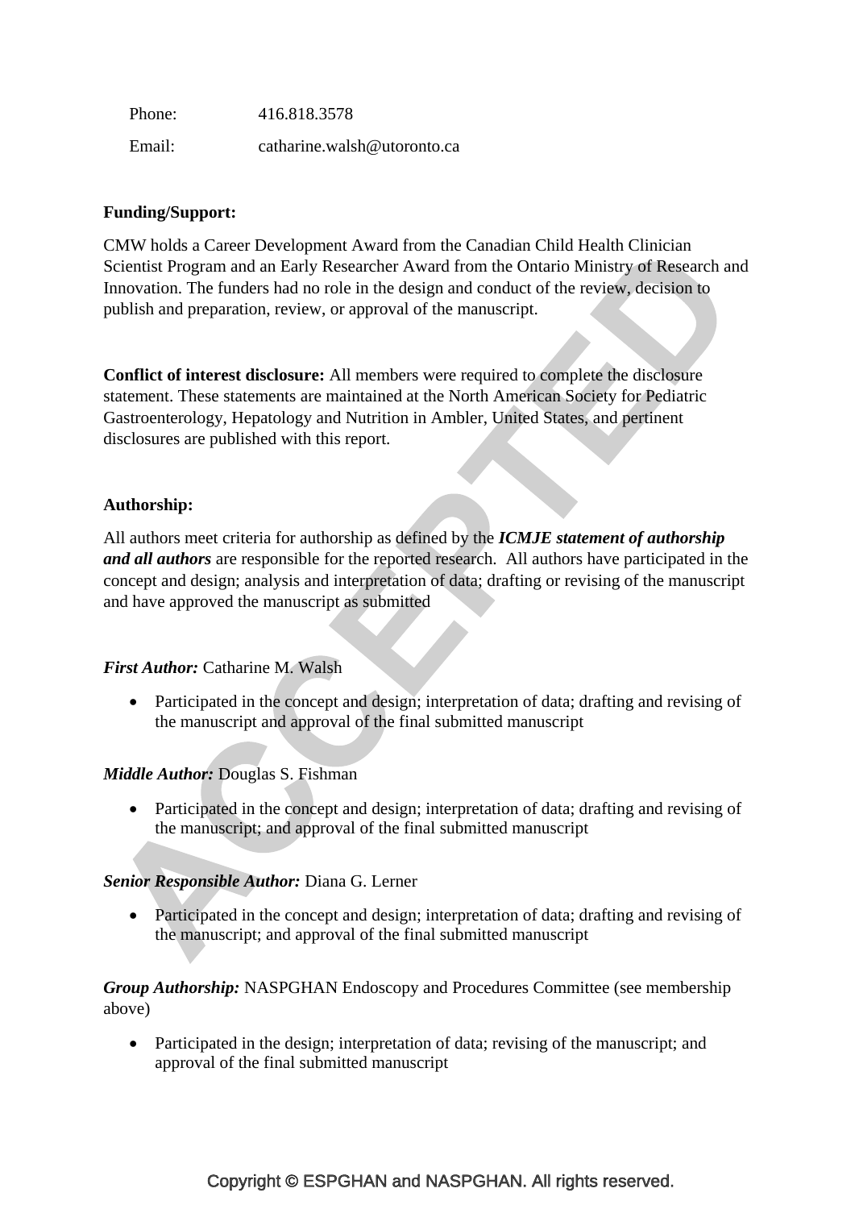Phone: 416.818.3578

Email: catharine.walsh@utoronto.ca

**Funding/Support:**

CMW holds a Career Development Award from the Canadian Child Health Clinician Scientist Program and an Early Researcher Award from the Ontario Ministry of Research and Innovation. The funders had no role in the design and conduct of the review, decision to publish and preparation, review, or approval of the manuscript.

**Conflict of interest disclosure:** All members were required to complete the disclosure statement. These statements are maintained at the North American Society for Pediatric Gastroenterology, Hepatology and Nutrition in Ambler, United States, and pertinent disclosures are published with this report.

**Authorship:**

All authors meet criteria for authorship as defined by the ***ICMJE statement of authorship and all authors*** are responsible for the reported research. All authors have participated in the concept and design; analysis and interpretation of data; drafting or revising of the manuscript and have approved the manuscript as submitted

***First Author:*** Catharine M. Walsh

- Participated in the concept and design; interpretation of data; drafting and revising of the manuscript and approval of the final submitted manuscript

***Middle Author:*** Douglas S. Fishman

- Participated in the concept and design; interpretation of data; drafting and revising of the manuscript; and approval of the final submitted manuscript

***Senior Responsible Author:*** Diana G. Lerner

- Participated in the concept and design; interpretation of data; drafting and revising of the manuscript; and approval of the final submitted manuscript

***Group Authorship:*** NASPGHAN Endoscopy and Procedures Committee (see membership above)

- Participated in the design; interpretation of data; revising of the manuscript; and approval of the final submitted manuscript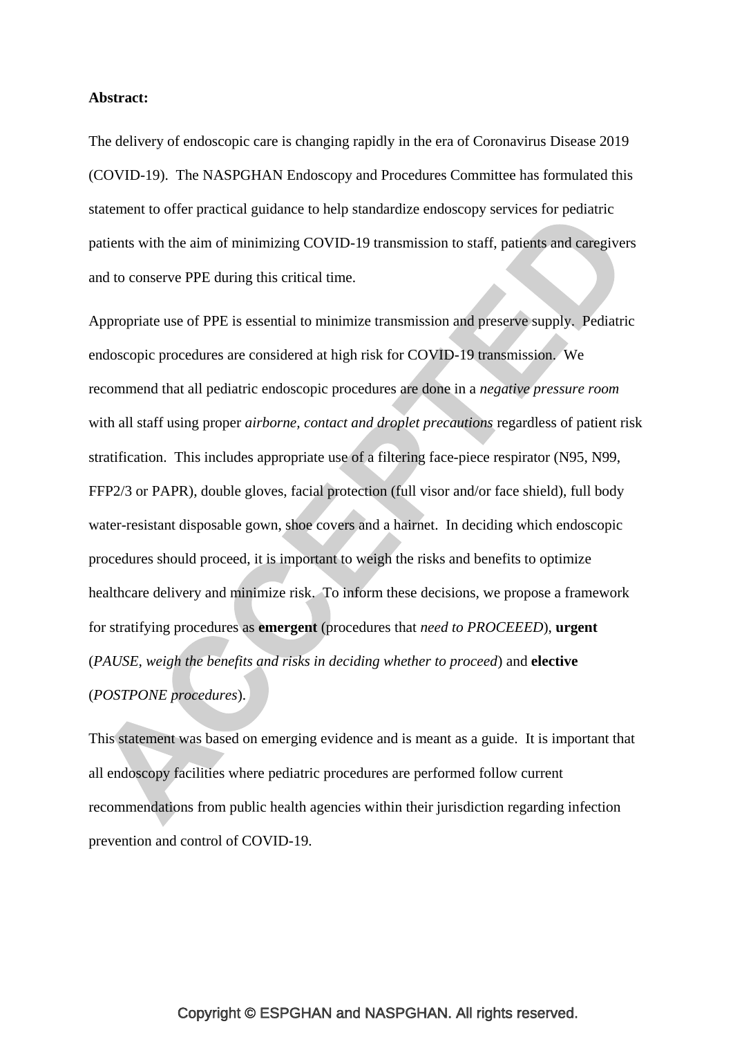**Abstract:**

The delivery of endoscopic care is changing rapidly in the era of Coronavirus Disease 2019 (COVID-19). The NASPGHAN Endoscopy and Procedures Committee has formulated this statement to offer practical guidance to help standardize endoscopy services for pediatric patients with the aim of minimizing COVID-19 transmission to staff, patients and caregivers and to conserve PPE during this critical time.

Appropriate use of PPE is essential to minimize transmission and preserve supply. Pediatric endoscopic procedures are considered at high risk for COVID-19 transmission. We recommend that all pediatric endoscopic procedures are done in a *negative pressure room* with all staff using proper *airborne, contact and droplet precautions* regardless of patient risk stratification. This includes appropriate use of a filtering face-piece respirator (N95, N99, FFP2/3 or PAPR), double gloves, facial protection (full visor and/or face shield), full body water-resistant disposable gown, shoe covers and a hairnet. In deciding which endoscopic procedures should proceed, it is important to weigh the risks and benefits to optimize healthcare delivery and minimize risk. To inform these decisions, we propose a framework for stratifying procedures as **emergent** (procedures that *need to PROCEEED*), **urgent** (*PAUSE, weigh the benefits and risks in deciding whether to proceed*) and **elective** (*POSTPONE procedures*).

This statement was based on emerging evidence and is meant as a guide. It is important that all endoscopy facilities where pediatric procedures are performed follow current recommendations from public health agencies within their jurisdiction regarding infection prevention and control of COVID-19.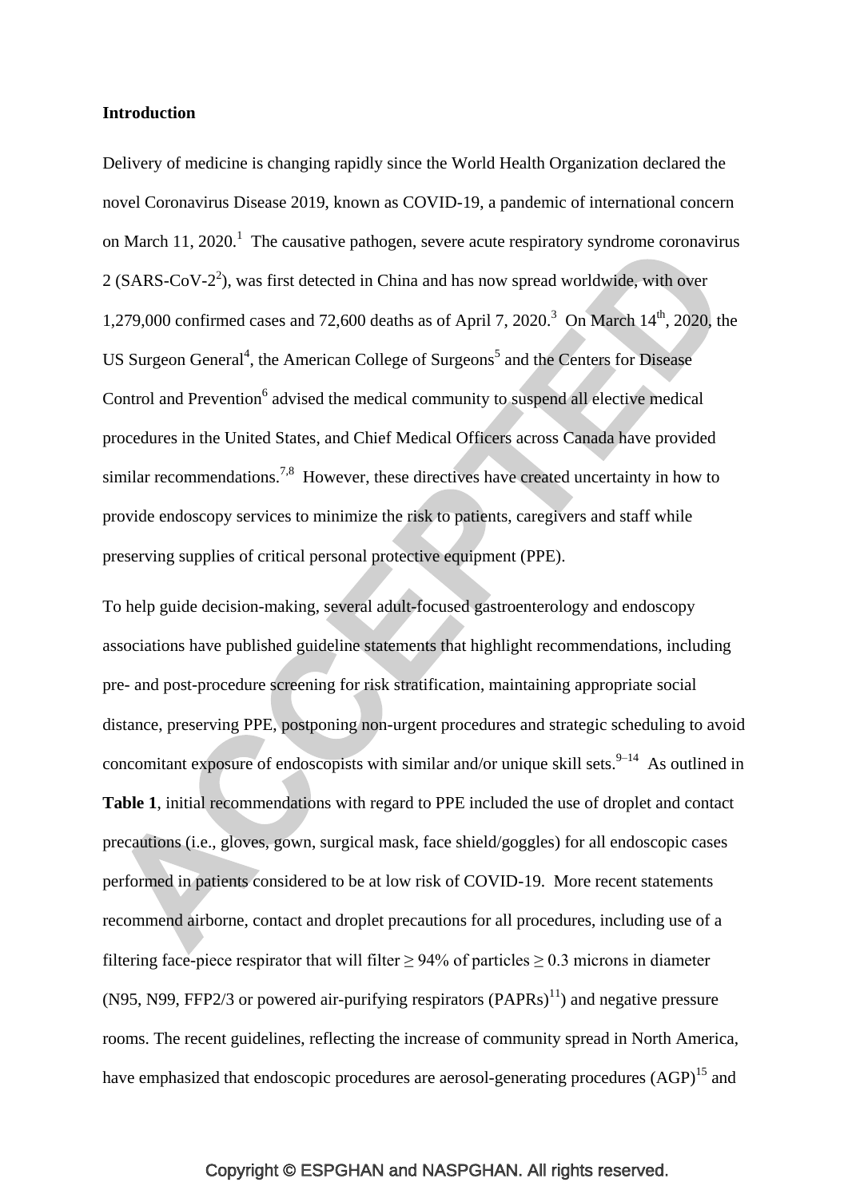## Introduction

Delivery of medicine is changing rapidly since the World Health Organization declared the novel Coronavirus Disease 2019, known as COVID-19, a pandemic of international concern on March 11, 2020.[1] The causative pathogen, severe acute respiratory syndrome coronavirus 2 (SARS-CoV-2[2]), was first detected in China and has now spread worldwide, with over 1,279,000 confirmed cases and 72,600 deaths as of April 7, 2020.[3] On March 14th, 2020, the US Surgeon General[4], the American College of Surgeons[5] and the Centers for Disease Control and Prevention[6] advised the medical community to suspend all elective medical procedures in the United States, and Chief Medical Officers across Canada have provided similar recommendations.[7,8] However, these directives have created uncertainty in how to provide endoscopy services to minimize the risk to patients, caregivers and staff while preserving supplies of critical personal protective equipment (PPE).

To help guide decision-making, several adult-focused gastroenterology and endoscopy associations have published guideline statements that highlight recommendations, including pre- and post-procedure screening for risk stratification, maintaining appropriate social distance, preserving PPE, postponing non-urgent procedures and strategic scheduling to avoid concomitant exposure of endoscopists with similar and/or unique skill sets.[9–14] As outlined in **Table 1**, initial recommendations with regard to PPE included the use of droplet and contact precautions (i.e., gloves, gown, surgical mask, face shield/goggles) for all endoscopic cases performed in patients considered to be at low risk of COVID-19. More recent statements recommend airborne, contact and droplet precautions for all procedures, including use of a filtering face-piece respirator that will filter ≥ 94% of particles ≥ 0.3 microns in diameter (N95, N99, FFP2/3 or powered air-purifying respirators (PAPRs)[11]) and negative pressure rooms. The recent guidelines, reflecting the increase of community spread in North America, have emphasized that endoscopic procedures are aerosol-generating procedures (AGP)[15] and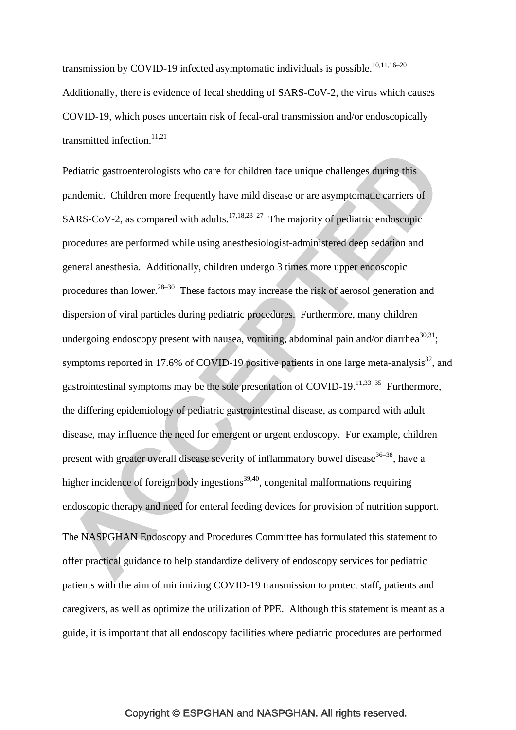transmission by COVID-19 infected asymptomatic individuals is possible.[10,11,16–20] Additionally, there is evidence of fecal shedding of SARS-CoV-2, the virus which causes COVID-19, which poses uncertain risk of fecal-oral transmission and/or endoscopically transmitted infection.[11,21]

Pediatric gastroenterologists who care for children face unique challenges during this pandemic. Children more frequently have mild disease or are asymptomatic carriers of SARS-CoV-2, as compared with adults.[17,18,23–27] The majority of pediatric endoscopic procedures are performed while using anesthesiologist-administered deep sedation and general anesthesia. Additionally, children undergo 3 times more upper endoscopic procedures than lower.[28–30] These factors may increase the risk of aerosol generation and dispersion of viral particles during pediatric procedures. Furthermore, many children undergoing endoscopy present with nausea, vomiting, abdominal pain and/or diarrhea[30,31]; symptoms reported in 17.6% of COVID-19 positive patients in one large meta-analysis[32], and gastrointestinal symptoms may be the sole presentation of COVID-19.[11,33–35] Furthermore, the differing epidemiology of pediatric gastrointestinal disease, as compared with adult disease, may influence the need for emergent or urgent endoscopy. For example, children present with greater overall disease severity of inflammatory bowel disease[36–38], have a higher incidence of foreign body ingestions[39,40], congenital malformations requiring endoscopic therapy and need for enteral feeding devices for provision of nutrition support.

The NASPGHAN Endoscopy and Procedures Committee has formulated this statement to offer practical guidance to help standardize delivery of endoscopy services for pediatric patients with the aim of minimizing COVID-19 transmission to protect staff, patients and caregivers, as well as optimize the utilization of PPE. Although this statement is meant as a guide, it is important that all endoscopy facilities where pediatric procedures are performed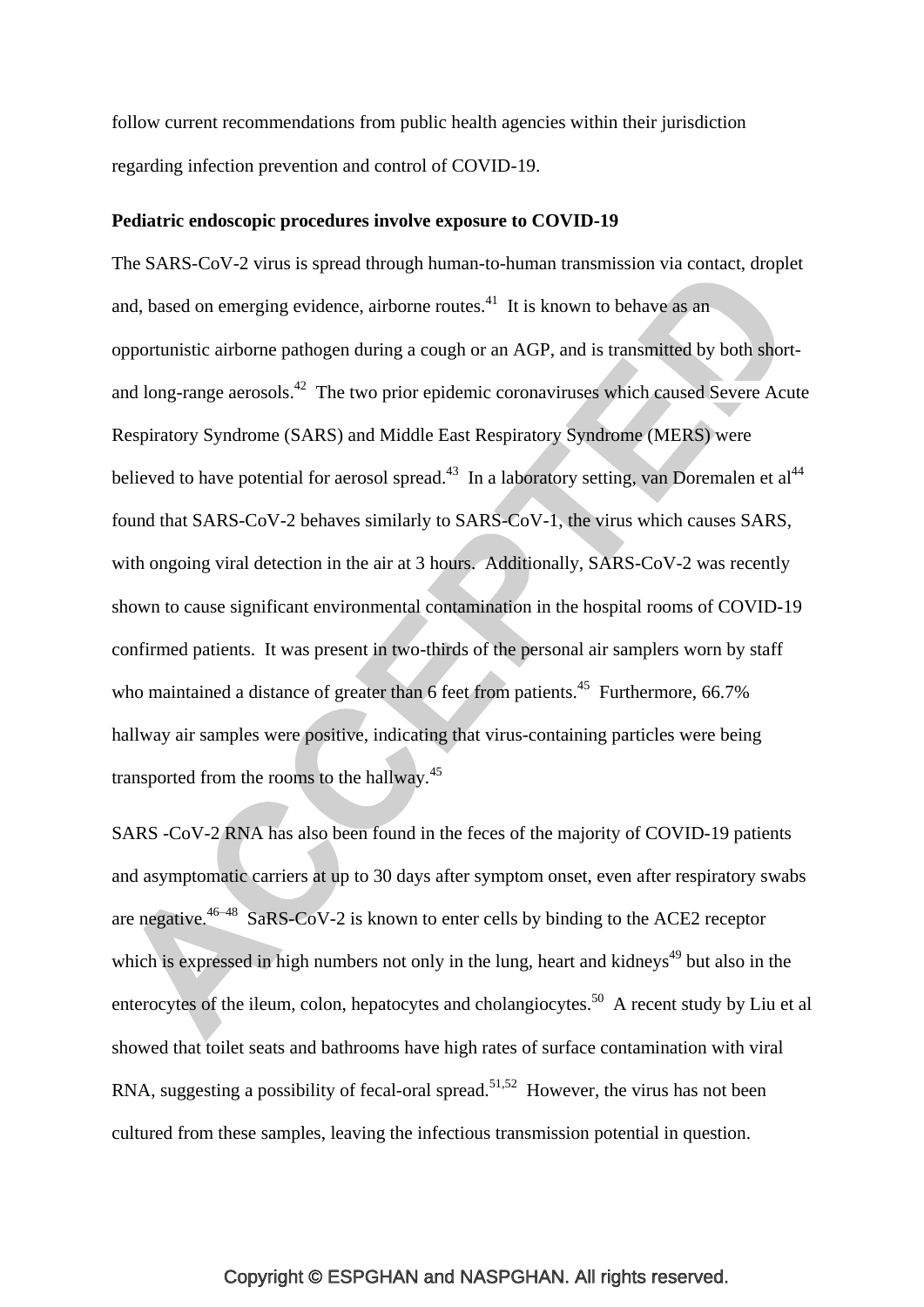follow current recommendations from public health agencies within their jurisdiction regarding infection prevention and control of COVID-19.

**Pediatric endoscopic procedures involve exposure to COVID-19**

The SARS-CoV-2 virus is spread through human-to-human transmission via contact, droplet and, based on emerging evidence, airborne routes.[41] It is known to behave as an opportunistic airborne pathogen during a cough or an AGP, and is transmitted by both short- and long-range aerosols.[42] The two prior epidemic coronaviruses which caused Severe Acute Respiratory Syndrome (SARS) and Middle East Respiratory Syndrome (MERS) were believed to have potential for aerosol spread.[43] In a laboratory setting, van Doremalen et al[44] found that SARS-CoV-2 behaves similarly to SARS-CoV-1, the virus which causes SARS, with ongoing viral detection in the air at 3 hours. Additionally, SARS-CoV-2 was recently shown to cause significant environmental contamination in the hospital rooms of COVID-19 confirmed patients. It was present in two-thirds of the personal air samplers worn by staff who maintained a distance of greater than 6 feet from patients.[45] Furthermore, 66.7% hallway air samples were positive, indicating that virus-containing particles were being transported from the rooms to the hallway.[45]

SARS -CoV-2 RNA has also been found in the feces of the majority of COVID-19 patients and asymptomatic carriers at up to 30 days after symptom onset, even after respiratory swabs are negative.[46–48] SaRS-CoV-2 is known to enter cells by binding to the ACE2 receptor which is expressed in high numbers not only in the lung, heart and kidneys[49] but also in the enterocytes of the ileum, colon, hepatocytes and cholangiocytes.[50] A recent study by Liu et al showed that toilet seats and bathrooms have high rates of surface contamination with viral RNA, suggesting a possibility of fecal-oral spread.[51,52] However, the virus has not been cultured from these samples, leaving the infectious transmission potential in question.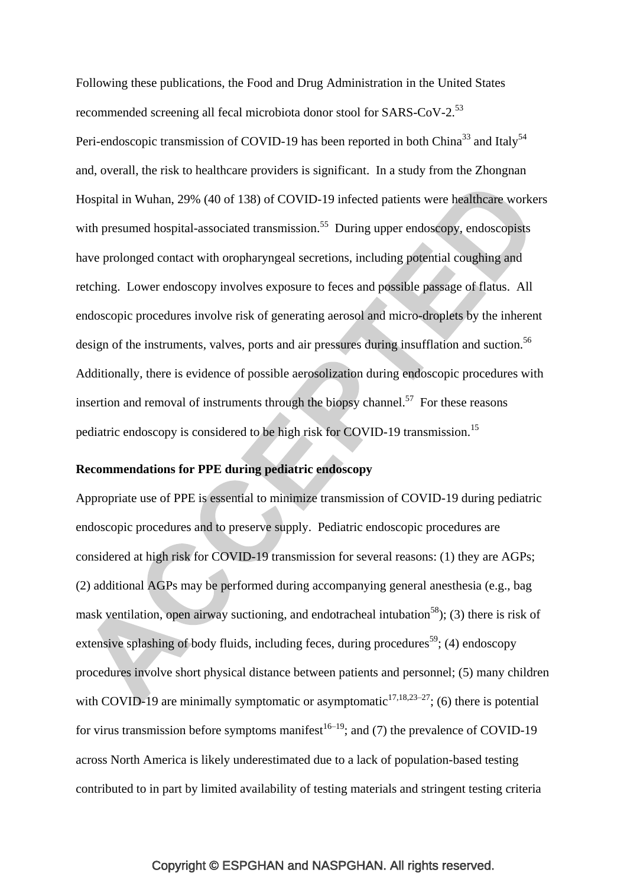Following these publications, the Food and Drug Administration in the United States recommended screening all fecal microbiota donor stool for SARS-CoV-2.[53]

Peri-endoscopic transmission of COVID-19 has been reported in both China[33] and Italy[54] and, overall, the risk to healthcare providers is significant. In a study from the Zhongnan Hospital in Wuhan, 29% (40 of 138) of COVID-19 infected patients were healthcare workers with presumed hospital-associated transmission.[55] During upper endoscopy, endoscopists have prolonged contact with oropharyngeal secretions, including potential coughing and retching. Lower endoscopy involves exposure to feces and possible passage of flatus. All endoscopic procedures involve risk of generating aerosol and micro-droplets by the inherent design of the instruments, valves, ports and air pressures during insufflation and suction.[56] Additionally, there is evidence of possible aerosolization during endoscopic procedures with insertion and removal of instruments through the biopsy channel.[57] For these reasons pediatric endoscopy is considered to be high risk for COVID-19 transmission.[15]

**Recommendations for PPE during pediatric endoscopy**

Appropriate use of PPE is essential to minimize transmission of COVID-19 during pediatric endoscopic procedures and to preserve supply. Pediatric endoscopic procedures are considered at high risk for COVID-19 transmission for several reasons: (1) they are AGPs; (2) additional AGPs may be performed during accompanying general anesthesia (e.g., bag mask ventilation, open airway suctioning, and endotracheal intubation[58]); (3) there is risk of extensive splashing of body fluids, including feces, during procedures[59]; (4) endoscopy procedures involve short physical distance between patients and personnel; (5) many children with COVID-19 are minimally symptomatic or asymptomatic[17,18,23–27]; (6) there is potential for virus transmission before symptoms manifest[16–19]; and (7) the prevalence of COVID-19 across North America is likely underestimated due to a lack of population-based testing contributed to in part by limited availability of testing materials and stringent testing criteria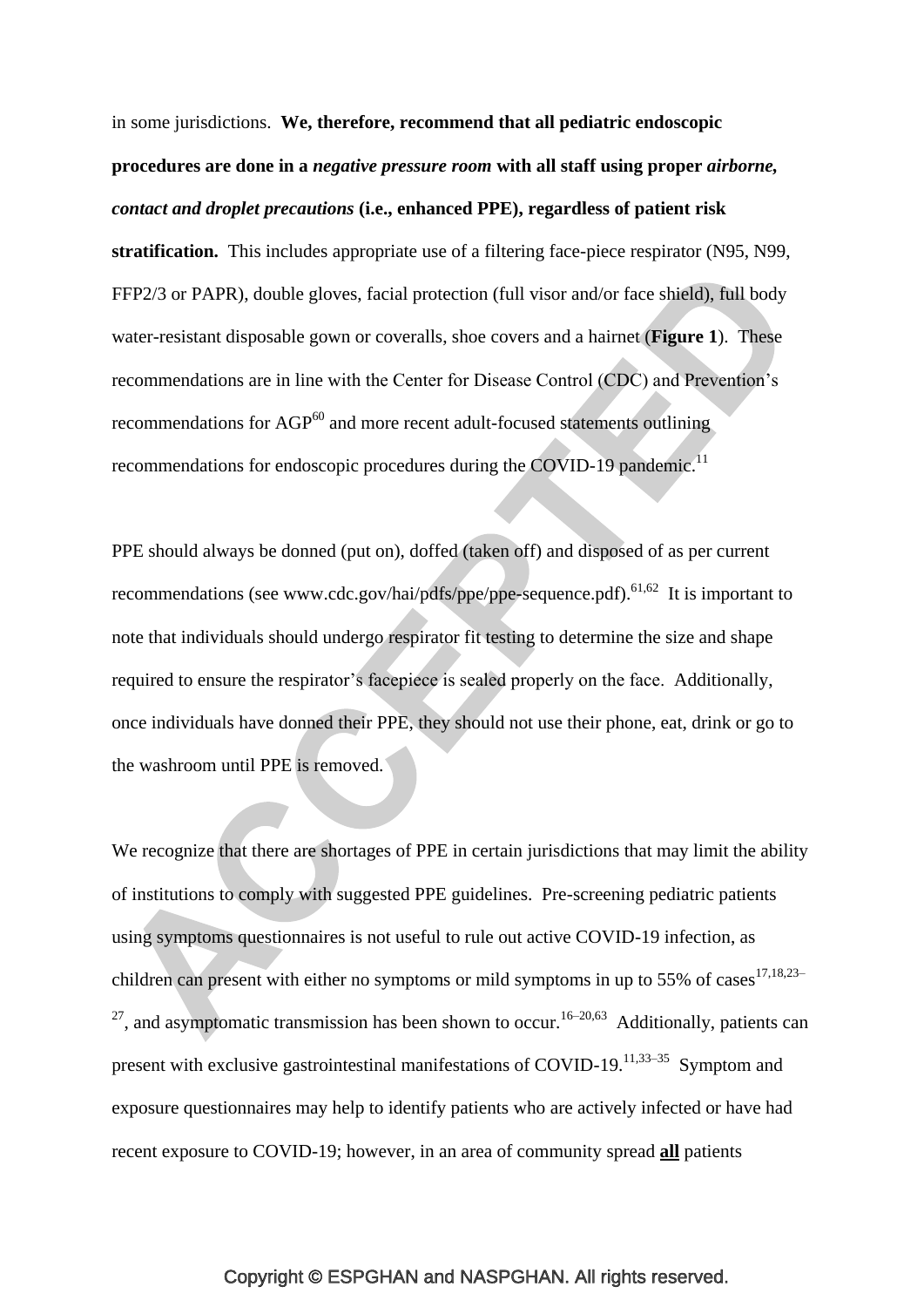in some jurisdictions. **We, therefore, recommend that all pediatric endoscopic procedures are done in a *negative pressure room* with all staff using proper *airborne, contact and droplet precautions* (i.e., enhanced PPE), regardless of patient risk stratification.** This includes appropriate use of a filtering face-piece respirator (N95, N99, FFP2/3 or PAPR), double gloves, facial protection (full visor and/or face shield), full body water-resistant disposable gown or coveralls, shoe covers and a hairnet (**Figure 1**). These recommendations are in line with the Center for Disease Control (CDC) and Prevention's recommendations for AGP[60] and more recent adult-focused statements outlining recommendations for endoscopic procedures during the COVID-19 pandemic.[11]

PPE should always be donned (put on), doffed (taken off) and disposed of as per current recommendations (see www.cdc.gov/hai/pdfs/ppe/ppe-sequence.pdf).[61,62] It is important to note that individuals should undergo respirator fit testing to determine the size and shape required to ensure the respirator's facepiece is sealed properly on the face. Additionally, once individuals have donned their PPE, they should not use their phone, eat, drink or go to the washroom until PPE is removed.

We recognize that there are shortages of PPE in certain jurisdictions that may limit the ability of institutions to comply with suggested PPE guidelines. Pre-screening pediatric patients using symptoms questionnaires is not useful to rule out active COVID-19 infection, as children can present with either no symptoms or mild symptoms in up to 55% of cases[17,18,23–27], and asymptomatic transmission has been shown to occur.[16–20,63] Additionally, patients can present with exclusive gastrointestinal manifestations of COVID-19.[11,33–35] Symptom and exposure questionnaires may help to identify patients who are actively infected or have had recent exposure to COVID-19; however, in an area of community spread **all** patients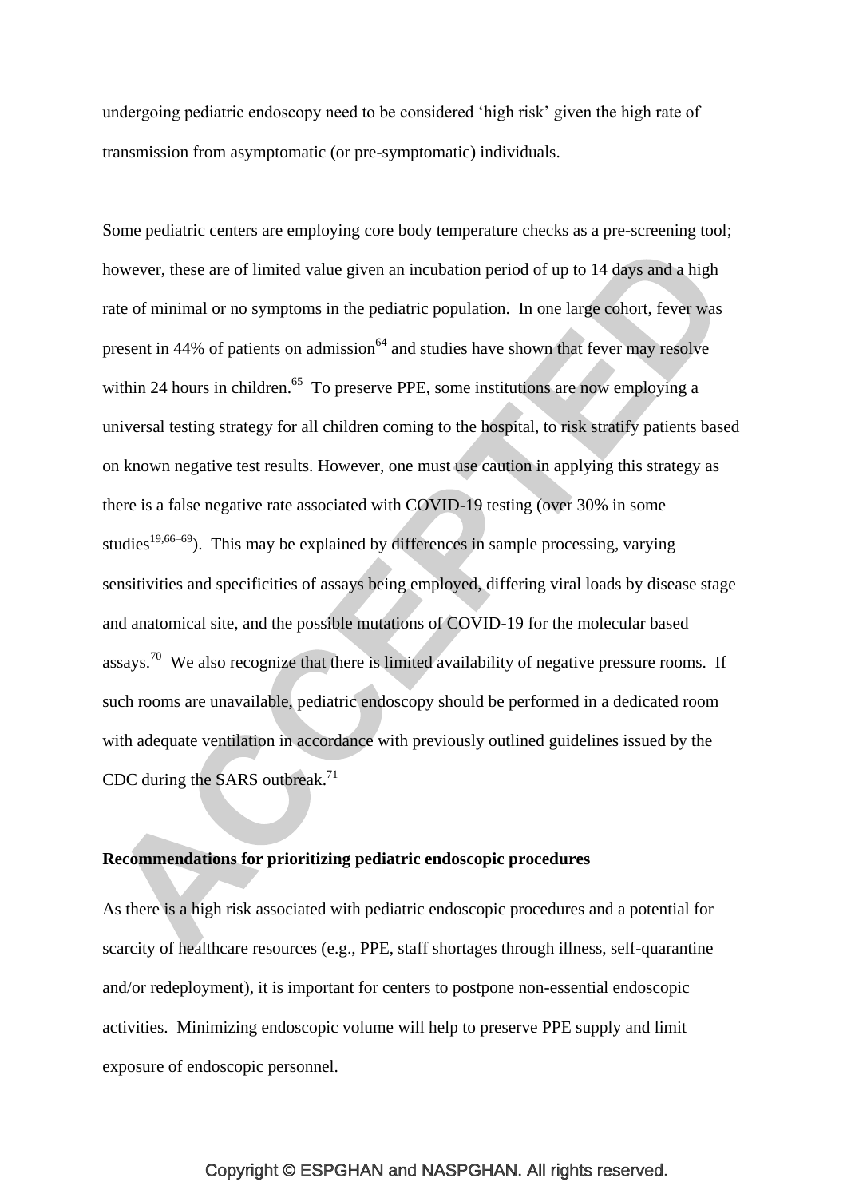undergoing pediatric endoscopy need to be considered ‘high risk’ given the high rate of transmission from asymptomatic (or pre-symptomatic) individuals.

Some pediatric centers are employing core body temperature checks as a pre-screening tool; however, these are of limited value given an incubation period of up to 14 days and a high rate of minimal or no symptoms in the pediatric population. In one large cohort, fever was present in 44% of patients on admission[64] and studies have shown that fever may resolve within 24 hours in children.[65] To preserve PPE, some institutions are now employing a universal testing strategy for all children coming to the hospital, to risk stratify patients based on known negative test results. However, one must use caution in applying this strategy as there is a false negative rate associated with COVID-19 testing (over 30% in some studies[19,66–69]). This may be explained by differences in sample processing, varying sensitivities and specificities of assays being employed, differing viral loads by disease stage and anatomical site, and the possible mutations of COVID-19 for the molecular based assays.[70] We also recognize that there is limited availability of negative pressure rooms. If such rooms are unavailable, pediatric endoscopy should be performed in a dedicated room with adequate ventilation in accordance with previously outlined guidelines issued by the CDC during the SARS outbreak.[71]

**Recommendations for prioritizing pediatric endoscopic procedures**

As there is a high risk associated with pediatric endoscopic procedures and a potential for scarcity of healthcare resources (e.g., PPE, staff shortages through illness, self-quarantine and/or redeployment), it is important for centers to postpone non-essential endoscopic activities. Minimizing endoscopic volume will help to preserve PPE supply and limit exposure of endoscopic personnel.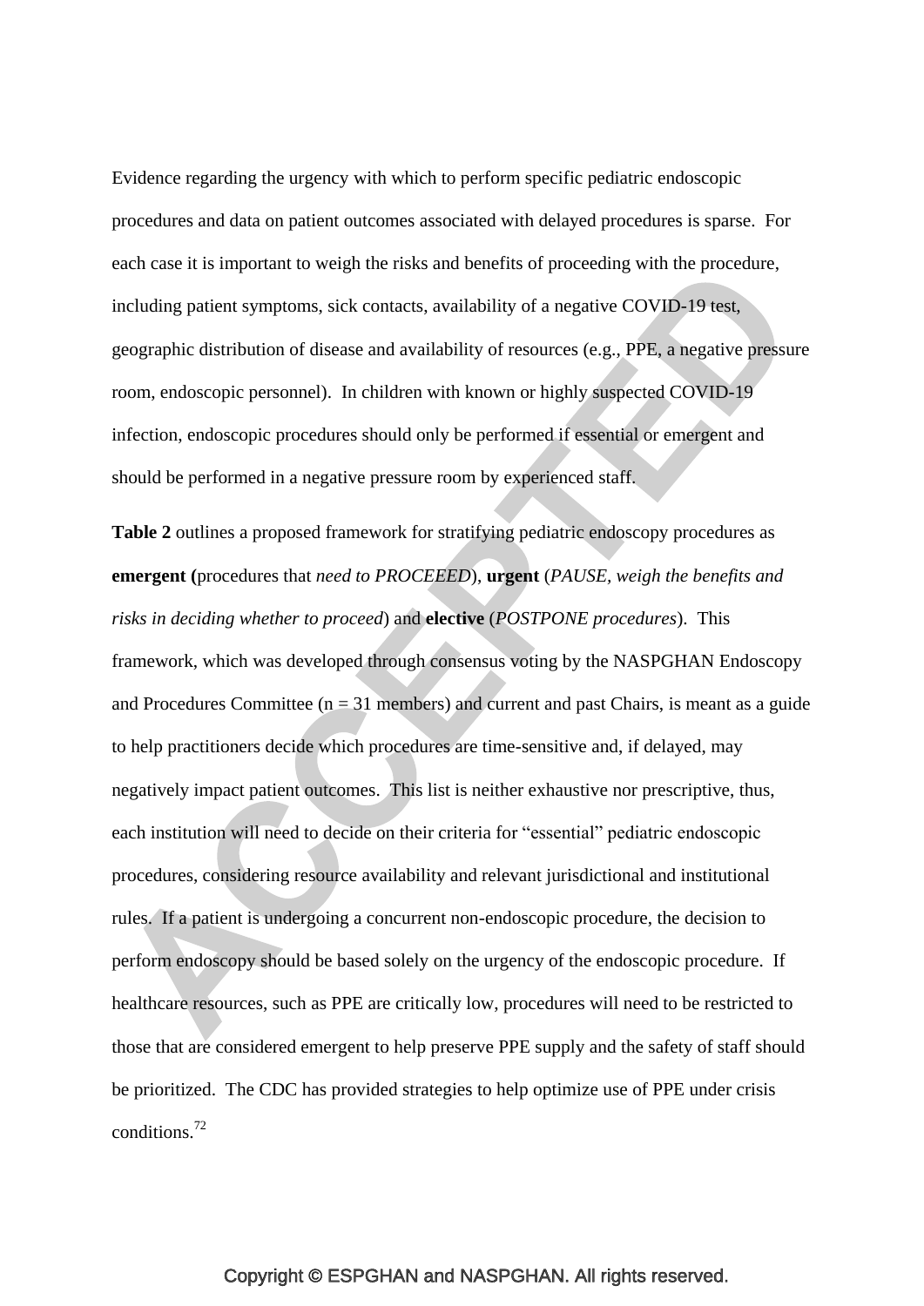Evidence regarding the urgency with which to perform specific pediatric endoscopic procedures and data on patient outcomes associated with delayed procedures is sparse. For each case it is important to weigh the risks and benefits of proceeding with the procedure, including patient symptoms, sick contacts, availability of a negative COVID-19 test, geographic distribution of disease and availability of resources (e.g., PPE, a negative pressure room, endoscopic personnel). In children with known or highly suspected COVID-19 infection, endoscopic procedures should only be performed if essential or emergent and should be performed in a negative pressure room by experienced staff.

**Table 2** outlines a proposed framework for stratifying pediatric endoscopy procedures as **emergent (**procedures that *need to PROCEEED*), **urgent** (*PAUSE, weigh the benefits and risks in deciding whether to proceed*) and **elective** (*POSTPONE procedures*). This framework, which was developed through consensus voting by the NASPGHAN Endoscopy and Procedures Committee (n = 31 members) and current and past Chairs, is meant as a guide to help practitioners decide which procedures are time-sensitive and, if delayed, may negatively impact patient outcomes. This list is neither exhaustive nor prescriptive, thus, each institution will need to decide on their criteria for "essential" pediatric endoscopic procedures, considering resource availability and relevant jurisdictional and institutional rules. If a patient is undergoing a concurrent non-endoscopic procedure, the decision to perform endoscopy should be based solely on the urgency of the endoscopic procedure. If healthcare resources, such as PPE are critically low, procedures will need to be restricted to those that are considered emergent to help preserve PPE supply and the safety of staff should be prioritized. The CDC has provided strategies to help optimize use of PPE under crisis conditions.[72]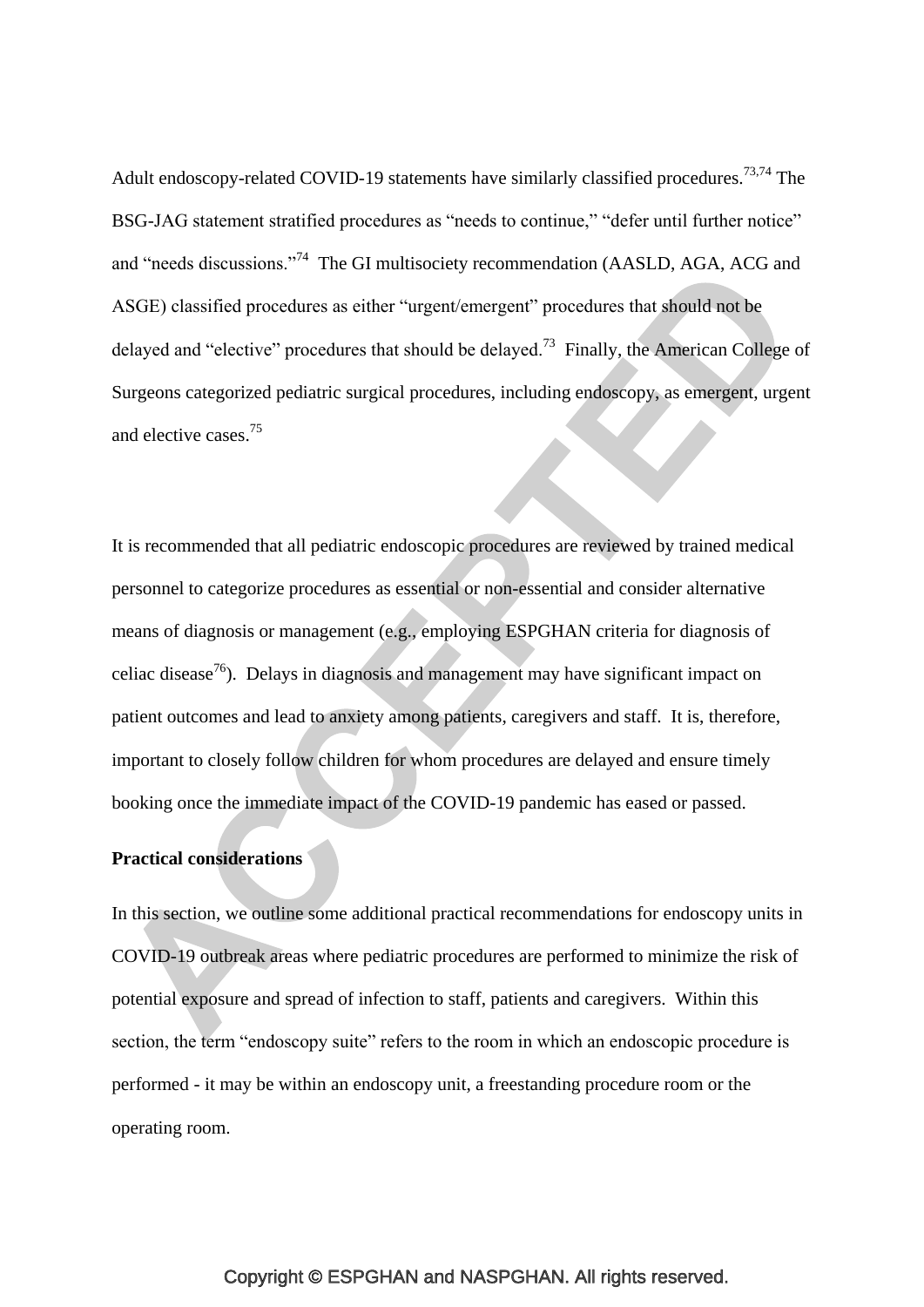Adult endoscopy-related COVID-19 statements have similarly classified procedures.[73,74] The BSG-JAG statement stratified procedures as "needs to continue," "defer until further notice" and "needs discussions."[74] The GI multisociety recommendation (AASLD, AGA, ACG and ASGE) classified procedures as either "urgent/emergent" procedures that should not be delayed and "elective" procedures that should be delayed.[73] Finally, the American College of Surgeons categorized pediatric surgical procedures, including endoscopy, as emergent, urgent and elective cases.[75]

It is recommended that all pediatric endoscopic procedures are reviewed by trained medical personnel to categorize procedures as essential or non-essential and consider alternative means of diagnosis or management (e.g., employing ESPGHAN criteria for diagnosis of celiac disease[76]). Delays in diagnosis and management may have significant impact on patient outcomes and lead to anxiety among patients, caregivers and staff. It is, therefore, important to closely follow children for whom procedures are delayed and ensure timely booking once the immediate impact of the COVID-19 pandemic has eased or passed.

**Practical considerations**

In this section, we outline some additional practical recommendations for endoscopy units in COVID-19 outbreak areas where pediatric procedures are performed to minimize the risk of potential exposure and spread of infection to staff, patients and caregivers. Within this section, the term "endoscopy suite" refers to the room in which an endoscopic procedure is performed - it may be within an endoscopy unit, a freestanding procedure room or the operating room.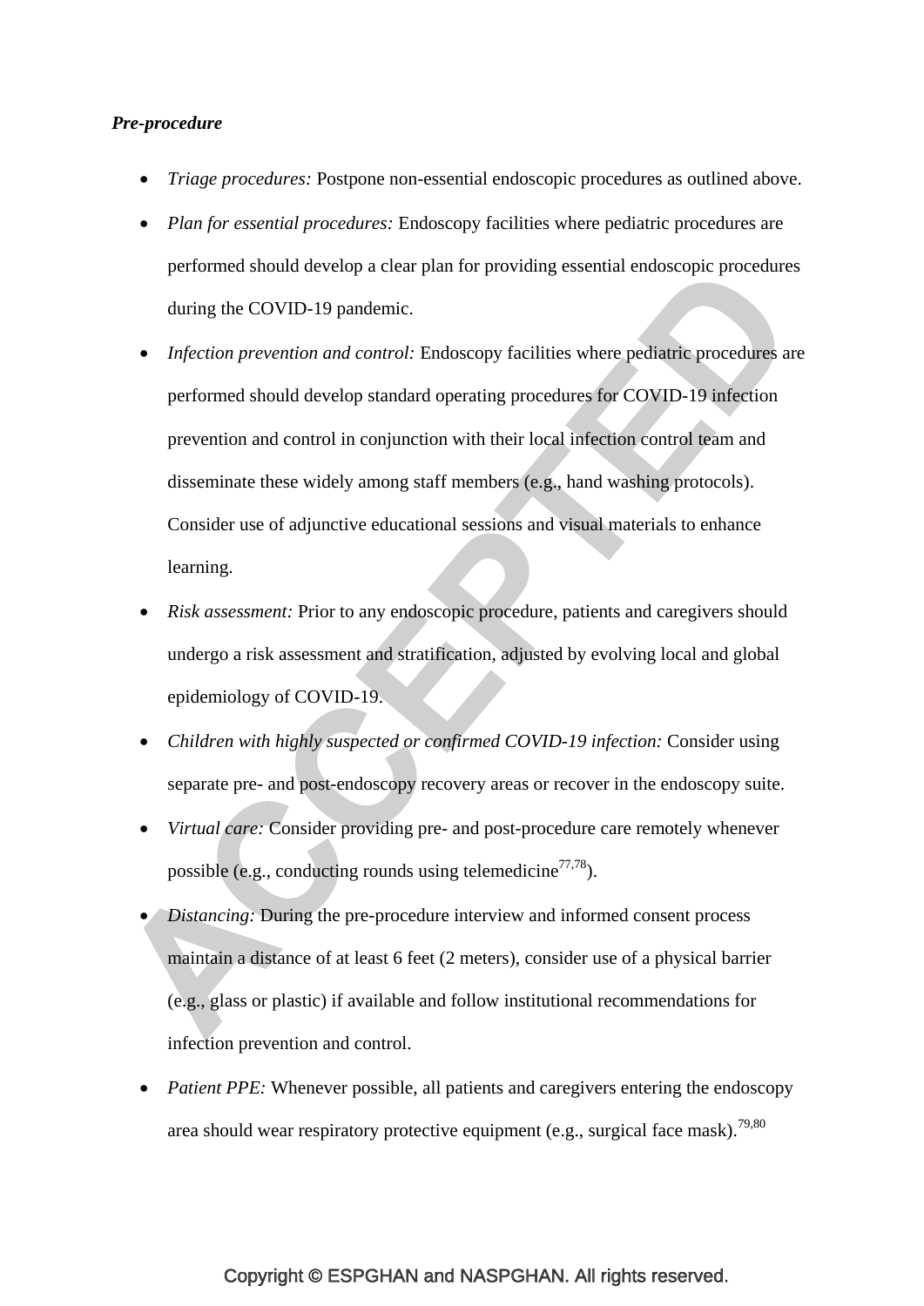***Pre-procedure***

- *Triage procedures:* Postpone non-essential endoscopic procedures as outlined above.
- *Plan for essential procedures:* Endoscopy facilities where pediatric procedures are performed should develop a clear plan for providing essential endoscopic procedures during the COVID-19 pandemic.
- *Infection prevention and control:* Endoscopy facilities where pediatric procedures are performed should develop standard operating procedures for COVID-19 infection prevention and control in conjunction with their local infection control team and disseminate these widely among staff members (e.g., hand washing protocols). Consider use of adjunctive educational sessions and visual materials to enhance learning.
- *Risk assessment:* Prior to any endoscopic procedure, patients and caregivers should undergo a risk assessment and stratification, adjusted by evolving local and global epidemiology of COVID-19.
- *Children with highly suspected or confirmed COVID-19 infection:* Consider using separate pre- and post-endoscopy recovery areas or recover in the endoscopy suite.
- *Virtual care:* Consider providing pre- and post-procedure care remotely whenever possible (e.g., conducting rounds using telemedicine[77,78]).
- *Distancing:* During the pre-procedure interview and informed consent process maintain a distance of at least 6 feet (2 meters), consider use of a physical barrier (e.g., glass or plastic) if available and follow institutional recommendations for infection prevention and control.
- *Patient PPE:* Whenever possible, all patients and caregivers entering the endoscopy area should wear respiratory protective equipment (e.g., surgical face mask).[79,80]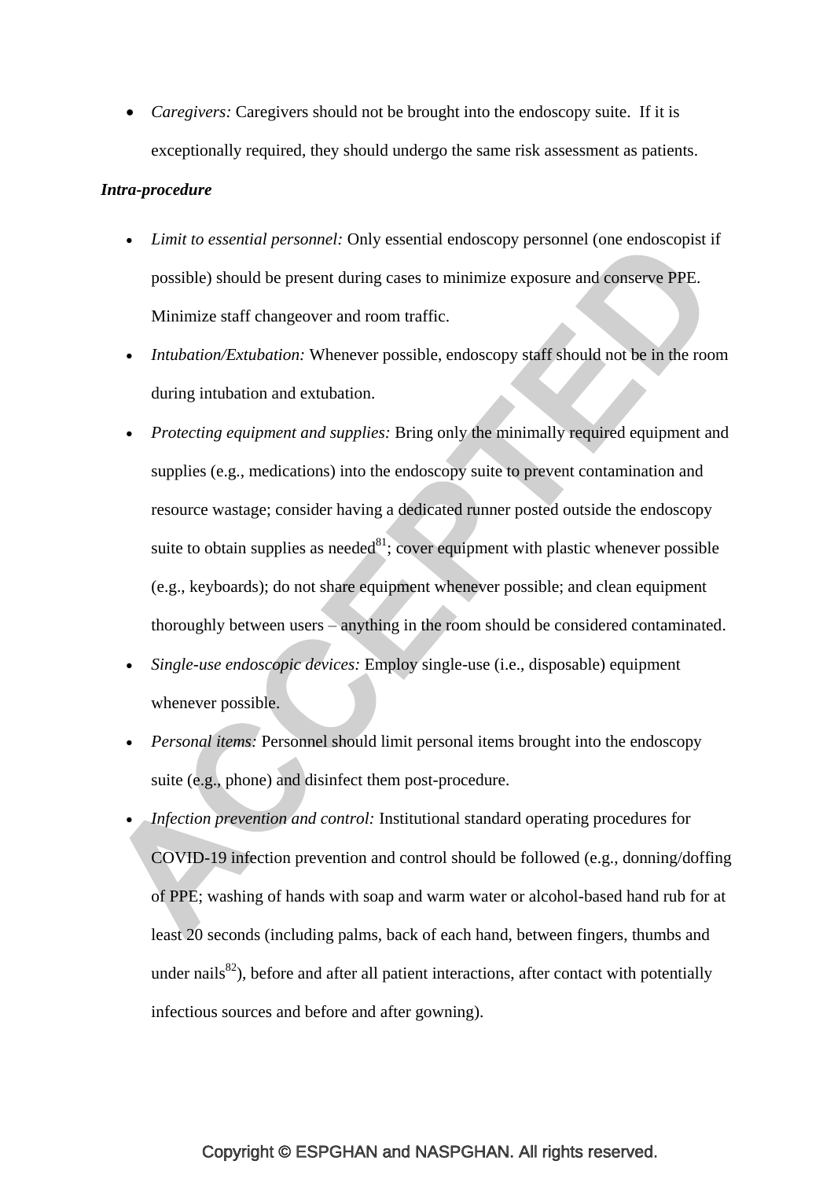- *Caregivers:* Caregivers should not be brought into the endoscopy suite. If it is exceptionally required, they should undergo the same risk assessment as patients.

***Intra-procedure***

- *Limit to essential personnel:* Only essential endoscopy personnel (one endoscopist if possible) should be present during cases to minimize exposure and conserve PPE. Minimize staff changeover and room traffic.
- *Intubation/Extubation:* Whenever possible, endoscopy staff should not be in the room during intubation and extubation.
- *Protecting equipment and supplies:* Bring only the minimally required equipment and supplies (e.g., medications) into the endoscopy suite to prevent contamination and resource wastage; consider having a dedicated runner posted outside the endoscopy suite to obtain supplies as needed[81]; cover equipment with plastic whenever possible (e.g., keyboards); do not share equipment whenever possible; and clean equipment thoroughly between users – anything in the room should be considered contaminated.
- *Single-use endoscopic devices:* Employ single-use (i.e., disposable) equipment whenever possible.
- *Personal items:* Personnel should limit personal items brought into the endoscopy suite (e.g., phone) and disinfect them post-procedure.
- *Infection prevention and control:* Institutional standard operating procedures for COVID-19 infection prevention and control should be followed (e.g., donning/doffing of PPE; washing of hands with soap and warm water or alcohol-based hand rub for at least 20 seconds (including palms, back of each hand, between fingers, thumbs and under nails[82]), before and after all patient interactions, after contact with potentially infectious sources and before and after gowning).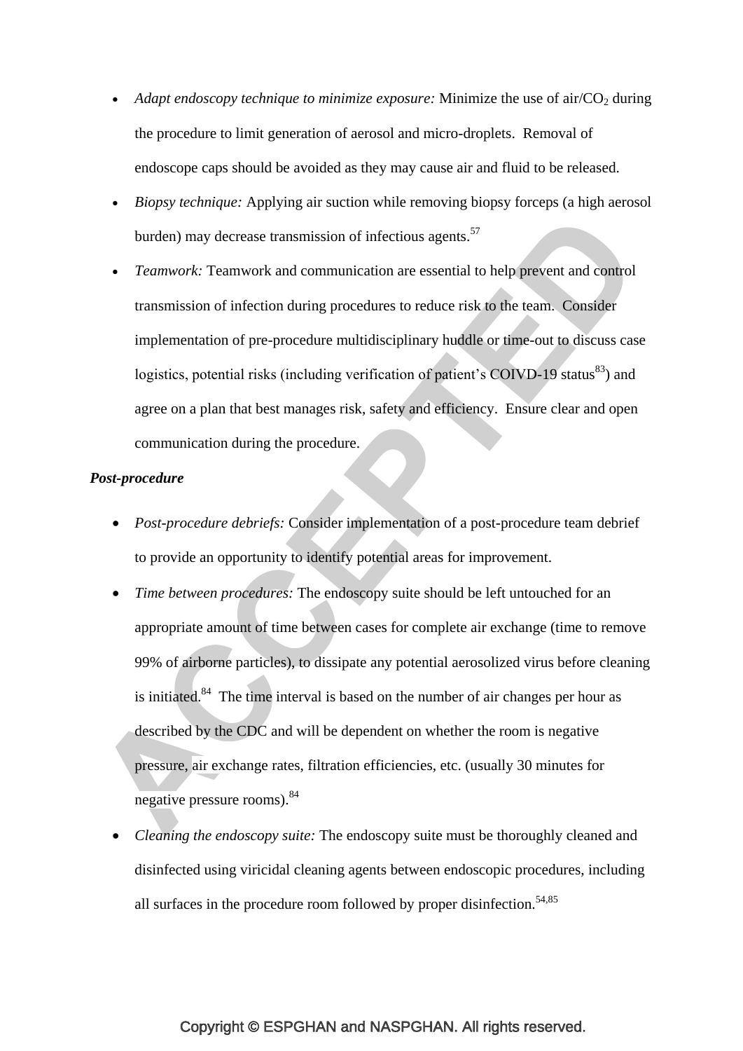- *Adapt endoscopy technique to minimize exposure:* Minimize the use of air/$CO_2$ during the procedure to limit generation of aerosol and micro-droplets. Removal of endoscope caps should be avoided as they may cause air and fluid to be released.
- *Biopsy technique:* Applying air suction while removing biopsy forceps (a high aerosol burden) may decrease transmission of infectious agents.[57]
- *Teamwork:* Teamwork and communication are essential to help prevent and control transmission of infection during procedures to reduce risk to the team. Consider implementation of pre-procedure multidisciplinary huddle or time-out to discuss case logistics, potential risks (including verification of patient's COIVD-19 status[83]) and agree on a plan that best manages risk, safety and efficiency. Ensure clear and open communication during the procedure.

***Post-procedure***

- *Post-procedure debriefs:* Consider implementation of a post-procedure team debrief to provide an opportunity to identify potential areas for improvement.
- *Time between procedures:* The endoscopy suite should be left untouched for an appropriate amount of time between cases for complete air exchange (time to remove 99% of airborne particles), to dissipate any potential aerosolized virus before cleaning is initiated.[84] The time interval is based on the number of air changes per hour as described by the CDC and will be dependent on whether the room is negative pressure, air exchange rates, filtration efficiencies, etc. (usually 30 minutes for negative pressure rooms).[84]
- *Cleaning the endoscopy suite:* The endoscopy suite must be thoroughly cleaned and disinfected using viricidal cleaning agents between endoscopic procedures, including all surfaces in the procedure room followed by proper disinfection.[54,85]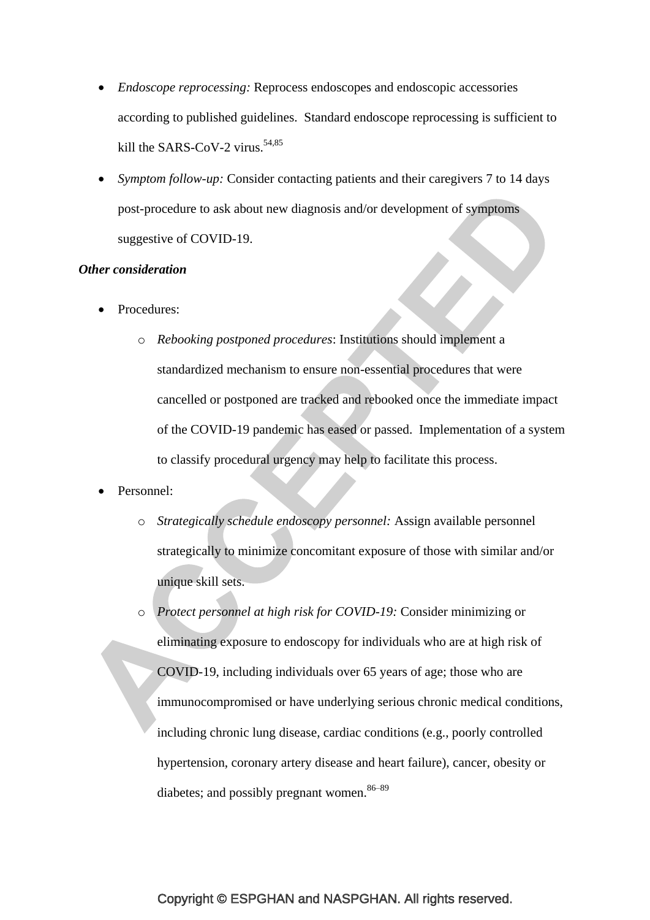- *Endoscope reprocessing:* Reprocess endoscopes and endoscopic accessories according to published guidelines. Standard endoscope reprocessing is sufficient to kill the SARS-CoV-2 virus.[54,85]
- *Symptom follow-up:* Consider contacting patients and their caregivers 7 to 14 days post-procedure to ask about new diagnosis and/or development of symptoms suggestive of COVID-19.

***Other consideration***

- Procedures:
    - *Rebooking postponed procedures*: Institutions should implement a standardized mechanism to ensure non-essential procedures that were cancelled or postponed are tracked and rebooked once the immediate impact of the COVID-19 pandemic has eased or passed. Implementation of a system to classify procedural urgency may help to facilitate this process.
- Personnel:
    - *Strategically schedule endoscopy personnel:* Assign available personnel strategically to minimize concomitant exposure of those with similar and/or unique skill sets.
    - *Protect personnel at high risk for COVID-19:* Consider minimizing or eliminating exposure to endoscopy for individuals who are at high risk of COVID-19, including individuals over 65 years of age; those who are immunocompromised or have underlying serious chronic medical conditions, including chronic lung disease, cardiac conditions (e.g., poorly controlled hypertension, coronary artery disease and heart failure), cancer, obesity or diabetes; and possibly pregnant women.[86–89]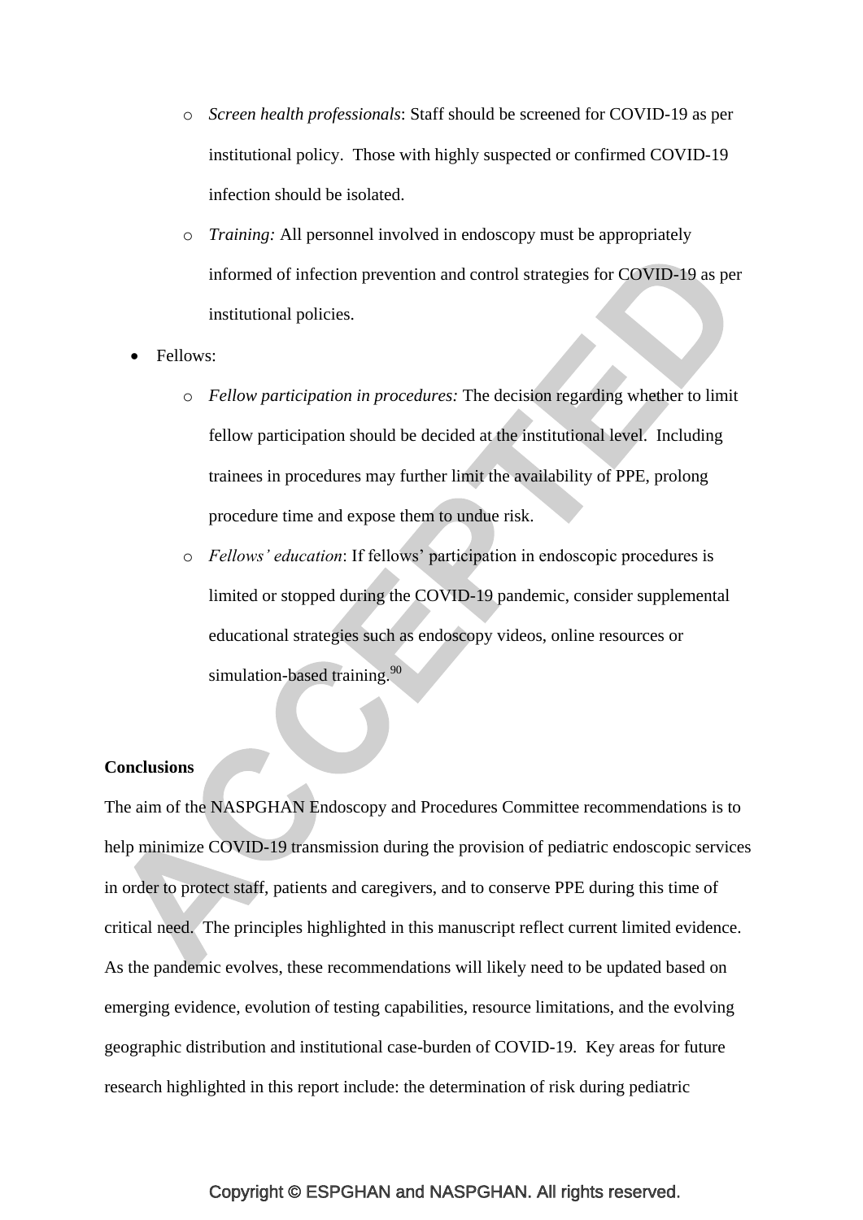- *Screen health professionals*: Staff should be screened for COVID-19 as per institutional policy. Those with highly suspected or confirmed COVID-19 infection should be isolated.
  - *Training:* All personnel involved in endoscopy must be appropriately informed of infection prevention and control strategies for COVID-19 as per institutional policies.
- Fellows:
  - *Fellow participation in procedures:* The decision regarding whether to limit fellow participation should be decided at the institutional level. Including trainees in procedures may further limit the availability of PPE, prolong procedure time and expose them to undue risk.
  - *Fellows' education*: If fellows' participation in endoscopic procedures is limited or stopped during the COVID-19 pandemic, consider supplemental educational strategies such as endoscopy videos, online resources or simulation-based training.[90]

**Conclusions**

The aim of the NASPGHAN Endoscopy and Procedures Committee recommendations is to help minimize COVID-19 transmission during the provision of pediatric endoscopic services in order to protect staff, patients and caregivers, and to conserve PPE during this time of critical need. The principles highlighted in this manuscript reflect current limited evidence. As the pandemic evolves, these recommendations will likely need to be updated based on emerging evidence, evolution of testing capabilities, resource limitations, and the evolving geographic distribution and institutional case-burden of COVID-19. Key areas for future research highlighted in this report include: the determination of risk during pediatric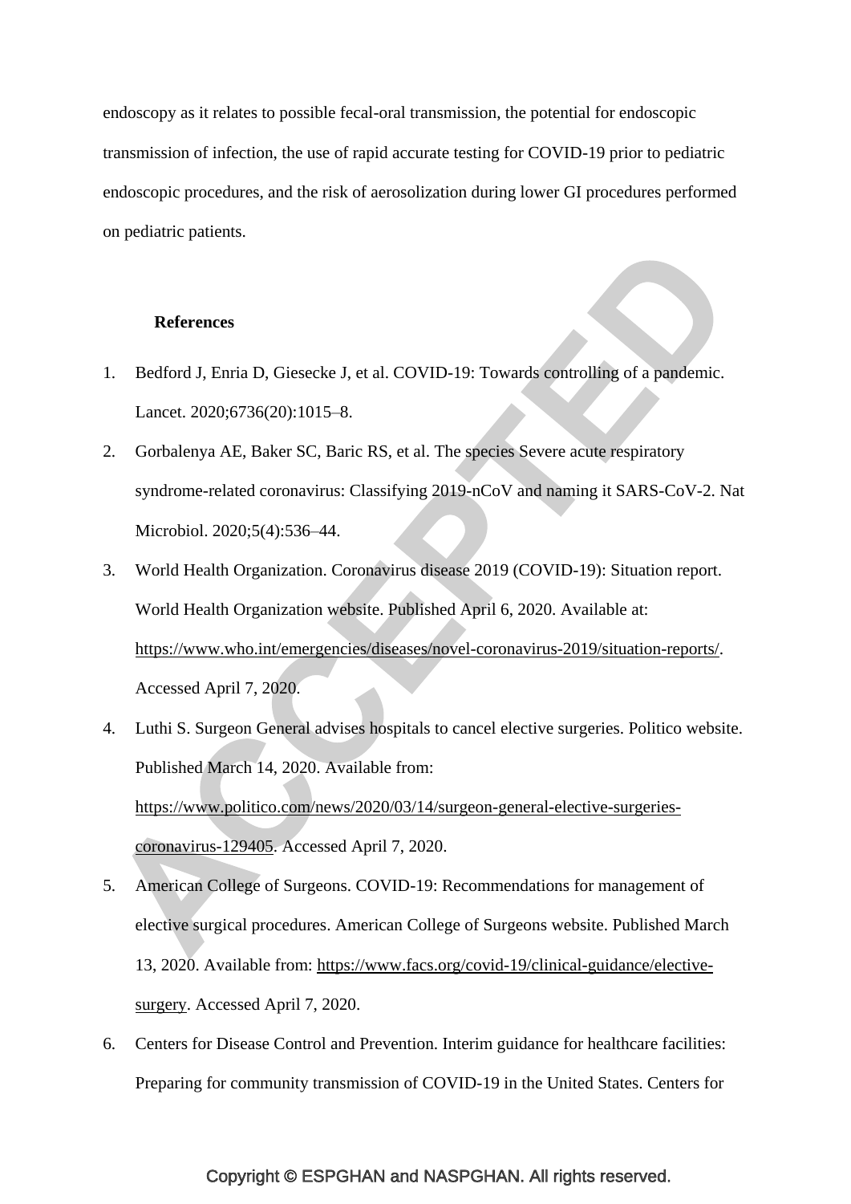endoscopy as it relates to possible fecal-oral transmission, the potential for endoscopic transmission of infection, the use of rapid accurate testing for COVID-19 prior to pediatric endoscopic procedures, and the risk of aerosolization during lower GI procedures performed on pediatric patients.

## References

1. Bedford J, Enria D, Giesecke J, et al. COVID-19: Towards controlling of a pandemic. Lancet. 2020;6736(20):1015–8.
2. Gorbalenya AE, Baker SC, Baric RS, et al. The species Severe acute respiratory syndrome-related coronavirus: Classifying 2019-nCoV and naming it SARS-CoV-2. Nat Microbiol. 2020;5(4):536–44.
3. World Health Organization. Coronavirus disease 2019 (COVID-19): Situation report. World Health Organization website. Published April 6, 2020. Available at: https://www.who.int/emergencies/diseases/novel-coronavirus-2019/situation-reports/. Accessed April 7, 2020.
4. Luthi S. Surgeon General advises hospitals to cancel elective surgeries. Politico website. Published March 14, 2020. Available from: https://www.politico.com/news/2020/03/14/surgeon-general-elective-surgeries-coronavirus-129405. Accessed April 7, 2020.
5. American College of Surgeons. COVID-19: Recommendations for management of elective surgical procedures. American College of Surgeons website. Published March 13, 2020. Available from: https://www.facs.org/covid-19/clinical-guidance/elective-surgery. Accessed April 7, 2020.
6. Centers for Disease Control and Prevention. Interim guidance for healthcare facilities: Preparing for community transmission of COVID-19 in the United States. Centers for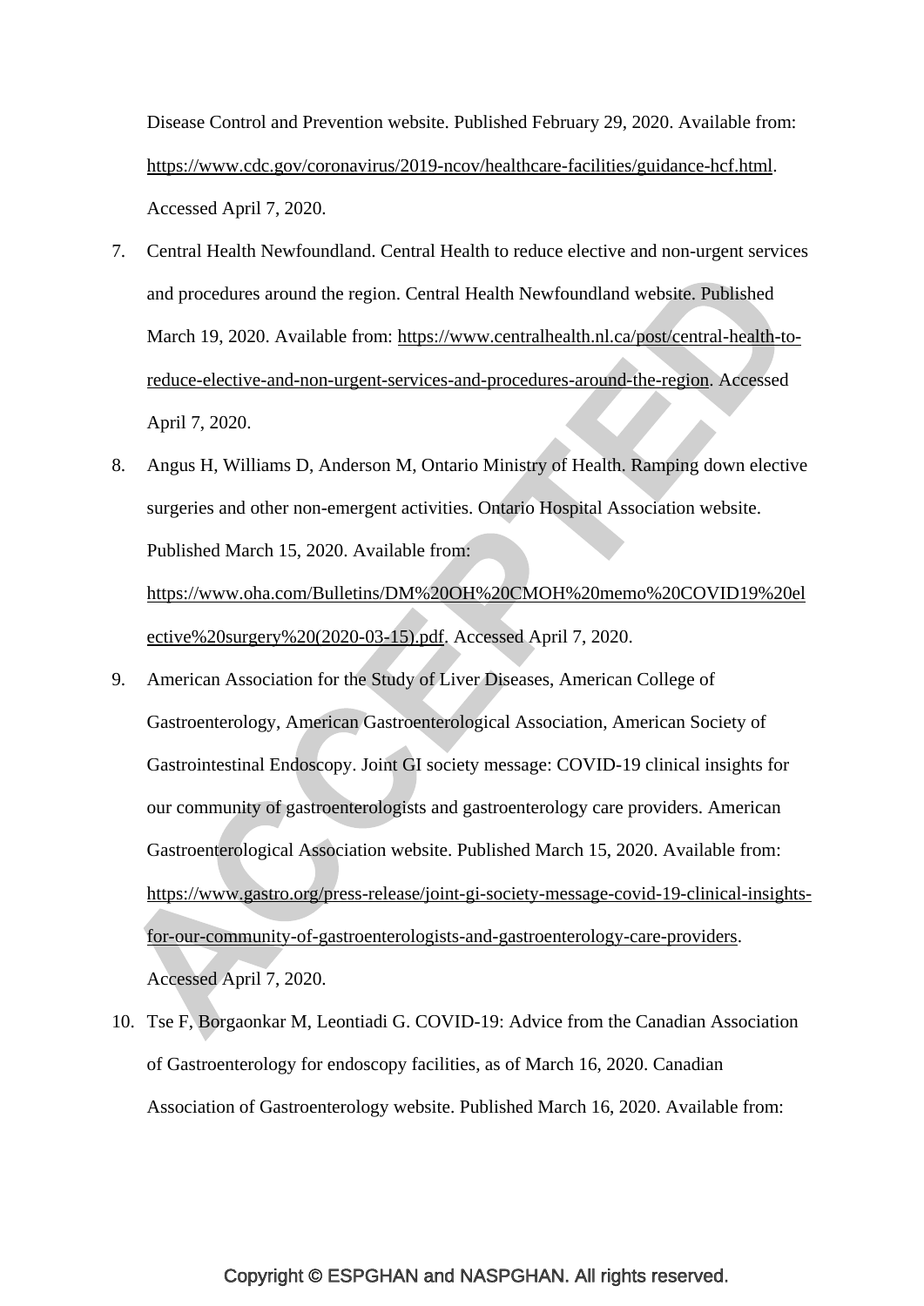Disease Control and Prevention website. Published February 29, 2020. Available from: https://www.cdc.gov/coronavirus/2019-ncov/healthcare-facilities/guidance-hcf.html. Accessed April 7, 2020.

7. Central Health Newfoundland. Central Health to reduce elective and non-urgent services and procedures around the region. Central Health Newfoundland website. Published March 19, 2020. Available from: https://www.centralhealth.nl.ca/post/central-health-to-reduce-elective-and-non-urgent-services-and-procedures-around-the-region. Accessed April 7, 2020.

8. Angus H, Williams D, Anderson M, Ontario Ministry of Health. Ramping down elective surgeries and other non-emergent activities. Ontario Hospital Association website. Published March 15, 2020. Available from: https://www.oha.com/Bulletins/DM%20OH%20CMOH%20memo%20COVID19%20elective%20surgery%20(2020-03-15).pdf. Accessed April 7, 2020.

9. American Association for the Study of Liver Diseases, American College of Gastroenterology, American Gastroenterological Association, American Society of Gastrointestinal Endoscopy. Joint GI society message: COVID-19 clinical insights for our community of gastroenterologists and gastroenterology care providers. American Gastroenterological Association website. Published March 15, 2020. Available from: https://www.gastro.org/press-release/joint-gi-society-message-covid-19-clinical-insights-for-our-community-of-gastroenterologists-and-gastroenterology-care-providers. Accessed April 7, 2020.

10. Tse F, Borgaonkar M, Leontiadi G. COVID-19: Advice from the Canadian Association of Gastroenterology for endoscopy facilities, as of March 16, 2020. Canadian Association of Gastroenterology website. Published March 16, 2020. Available from: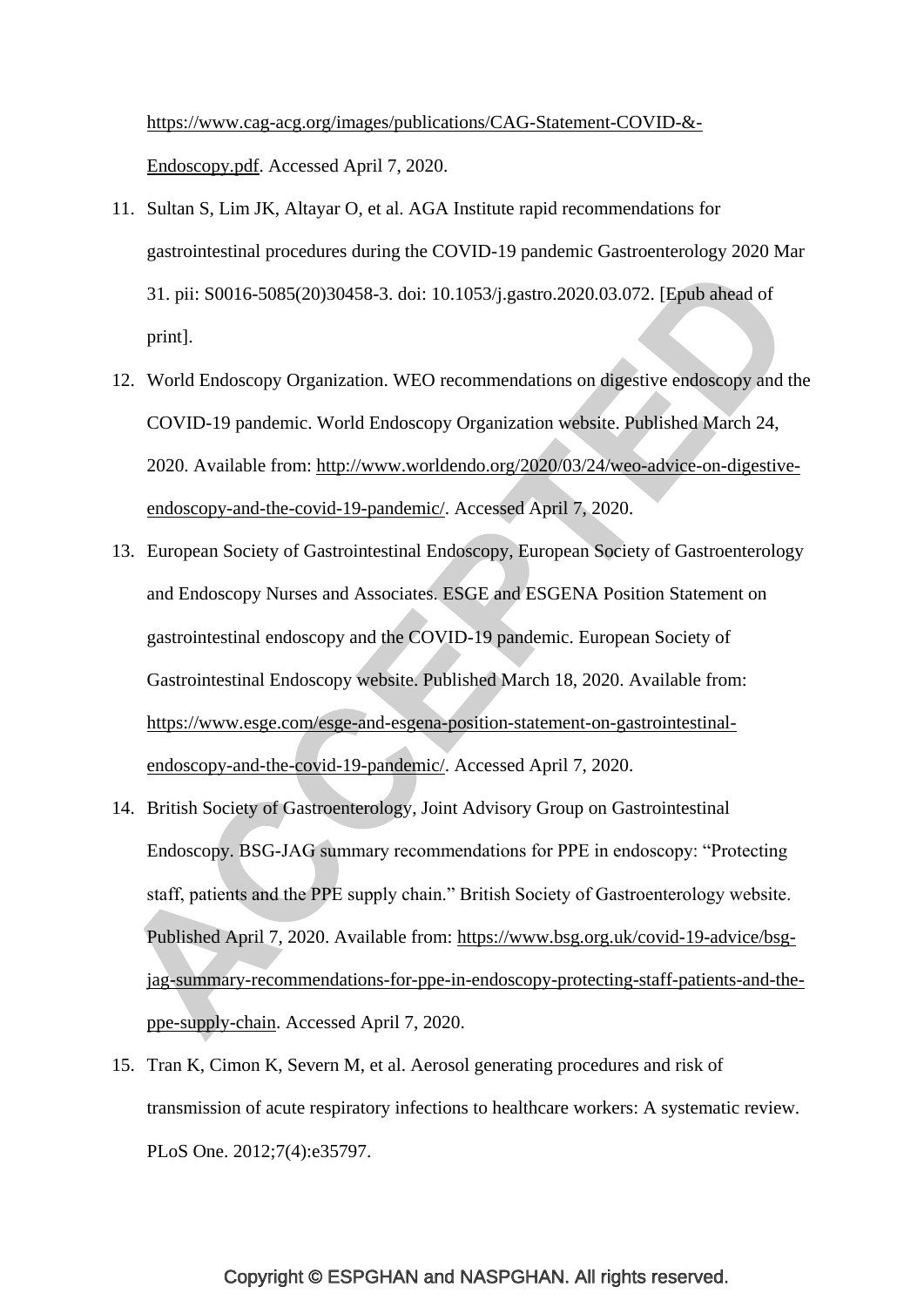https://www.cag-acg.org/images/publications/CAG-Statement-COVID-&-Endoscopy.pdf. Accessed April 7, 2020.

11. Sultan S, Lim JK, Altayar O, et al. AGA Institute rapid recommendations for gastrointestinal procedures during the COVID-19 pandemic Gastroenterology 2020 Mar 31. pii: S0016-5085(20)30458-3. doi: 10.1053/j.gastro.2020.03.072. [Epub ahead of print].
12. World Endoscopy Organization. WEO recommendations on digestive endoscopy and the COVID-19 pandemic. World Endoscopy Organization website. Published March 24, 2020. Available from: http://www.worldendo.org/2020/03/24/weo-advice-on-digestive-endoscopy-and-the-covid-19-pandemic/. Accessed April 7, 2020.
13. European Society of Gastrointestinal Endoscopy, European Society of Gastroenterology and Endoscopy Nurses and Associates. ESGE and ESGENA Position Statement on gastrointestinal endoscopy and the COVID-19 pandemic. European Society of Gastrointestinal Endoscopy website. Published March 18, 2020. Available from: https://www.esge.com/esge-and-esgena-position-statement-on-gastrointestinal-endoscopy-and-the-covid-19-pandemic/. Accessed April 7, 2020.
14. British Society of Gastroenterology, Joint Advisory Group on Gastrointestinal Endoscopy. BSG-JAG summary recommendations for PPE in endoscopy: "Protecting staff, patients and the PPE supply chain." British Society of Gastroenterology website. Published April 7, 2020. Available from: https://www.bsg.org.uk/covid-19-advice/bsg-jag-summary-recommendations-for-ppe-in-endoscopy-protecting-staff-patients-and-the-ppe-supply-chain. Accessed April 7, 2020.
15. Tran K, Cimon K, Severn M, et al. Aerosol generating procedures and risk of transmission of acute respiratory infections to healthcare workers: A systematic review. PLoS One. 2012;7(4):e35797.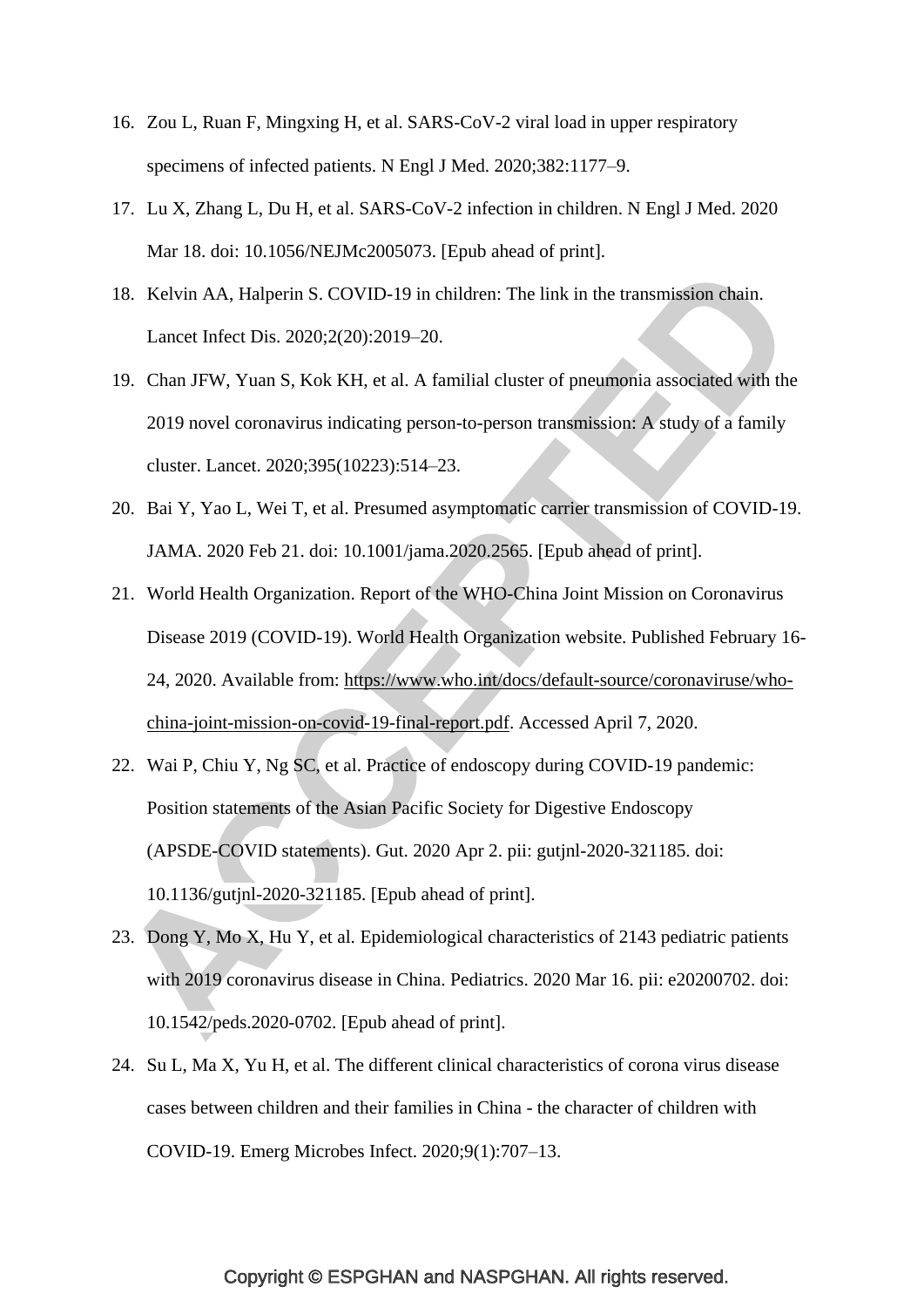16. Zou L, Ruan F, Mingxing H, et al. SARS-CoV-2 viral load in upper respiratory specimens of infected patients. N Engl J Med. 2020;382:1177–9.
17. Lu X, Zhang L, Du H, et al. SARS-CoV-2 infection in children. N Engl J Med. 2020 Mar 18. doi: 10.1056/NEJMc2005073. [Epub ahead of print].
18. Kelvin AA, Halperin S. COVID-19 in children: The link in the transmission chain. Lancet Infect Dis. 2020;2(20):2019–20.
19. Chan JFW, Yuan S, Kok KH, et al. A familial cluster of pneumonia associated with the 2019 novel coronavirus indicating person-to-person transmission: A study of a family cluster. Lancet. 2020;395(10223):514–23.
20. Bai Y, Yao L, Wei T, et al. Presumed asymptomatic carrier transmission of COVID-19. JAMA. 2020 Feb 21. doi: 10.1001/jama.2020.2565. [Epub ahead of print].
21. World Health Organization. Report of the WHO-China Joint Mission on Coronavirus Disease 2019 (COVID-19). World Health Organization website. Published February 16-24, 2020. Available from: https://www.who.int/docs/default-source/coronaviruse/who-china-joint-mission-on-covid-19-final-report.pdf. Accessed April 7, 2020.
22. Wai P, Chiu Y, Ng SC, et al. Practice of endoscopy during COVID-19 pandemic: Position statements of the Asian Pacific Society for Digestive Endoscopy (APSDE-COVID statements). Gut. 2020 Apr 2. pii: gutjnl-2020-321185. doi: 10.1136/gutjnl-2020-321185. [Epub ahead of print].
23. Dong Y, Mo X, Hu Y, et al. Epidemiological characteristics of 2143 pediatric patients with 2019 coronavirus disease in China. Pediatrics. 2020 Mar 16. pii: e20200702. doi: 10.1542/peds.2020-0702. [Epub ahead of print].
24. Su L, Ma X, Yu H, et al. The different clinical characteristics of corona virus disease cases between children and their families in China - the character of children with COVID-19. Emerg Microbes Infect. 2020;9(1):707–13.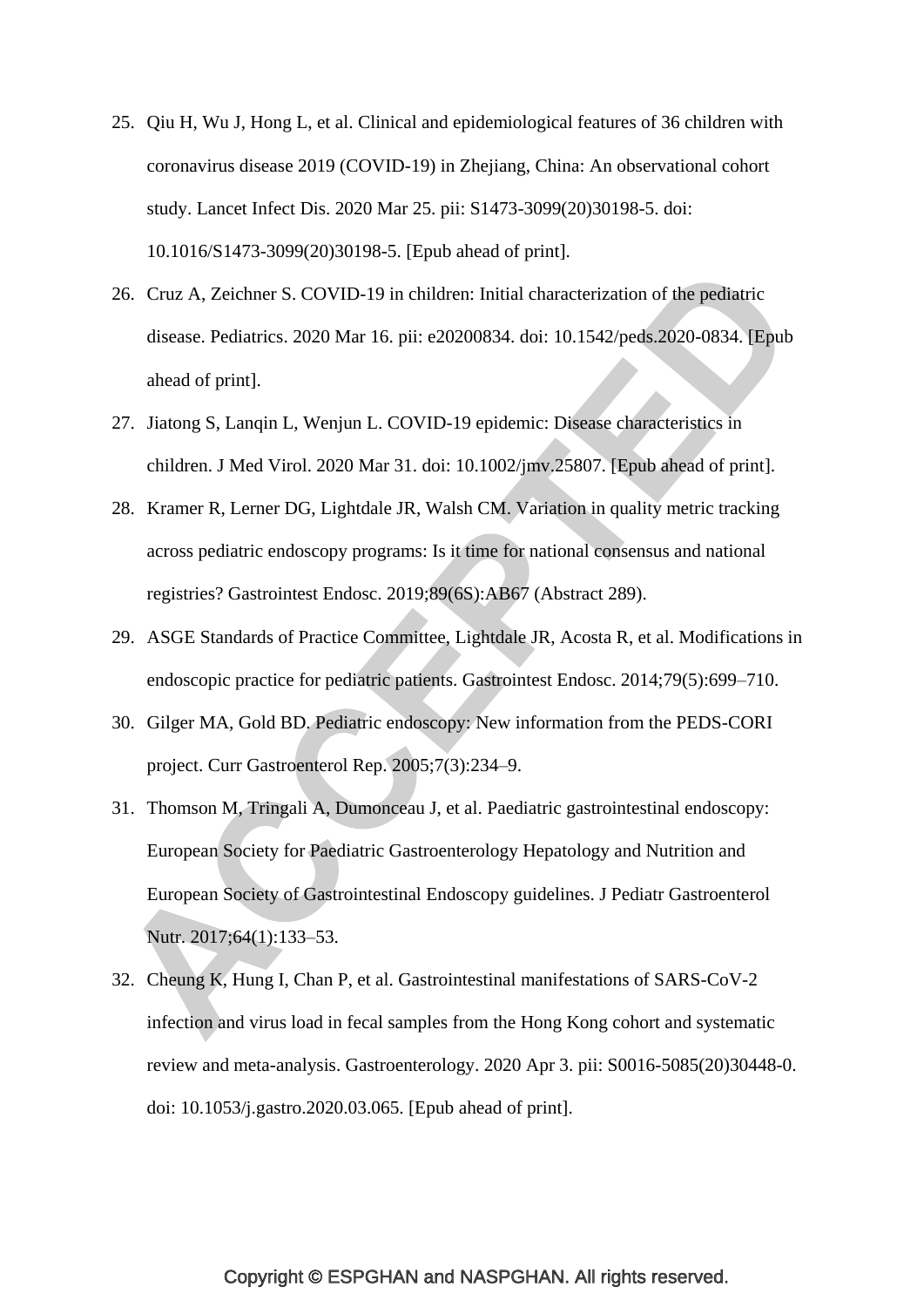25. Qiu H, Wu J, Hong L, et al. Clinical and epidemiological features of 36 children with coronavirus disease 2019 (COVID-19) in Zhejiang, China: An observational cohort study. Lancet Infect Dis. 2020 Mar 25. pii: S1473-3099(20)30198-5. doi: 10.1016/S1473-3099(20)30198-5. [Epub ahead of print].

26. Cruz A, Zeichner S. COVID-19 in children: Initial characterization of the pediatric disease. Pediatrics. 2020 Mar 16. pii: e20200834. doi: 10.1542/peds.2020-0834. [Epub ahead of print].

27. Jiatong S, Lanqin L, Wenjun L. COVID-19 epidemic: Disease characteristics in children. J Med Virol. 2020 Mar 31. doi: 10.1002/jmv.25807. [Epub ahead of print].

28. Kramer R, Lerner DG, Lightdale JR, Walsh CM. Variation in quality metric tracking across pediatric endoscopy programs: Is it time for national consensus and national registries? Gastrointest Endosc. 2019;89(6S):AB67 (Abstract 289).

29. ASGE Standards of Practice Committee, Lightdale JR, Acosta R, et al. Modifications in endoscopic practice for pediatric patients. Gastrointest Endosc. 2014;79(5):699–710.

30. Gilger MA, Gold BD. Pediatric endoscopy: New information from the PEDS-CORI project. Curr Gastroenterol Rep. 2005;7(3):234–9.

31. Thomson M, Tringali A, Dumonceau J, et al. Paediatric gastrointestinal endoscopy: European Society for Paediatric Gastroenterology Hepatology and Nutrition and European Society of Gastrointestinal Endoscopy guidelines. J Pediatr Gastroenterol Nutr. 2017;64(1):133–53.

32. Cheung K, Hung I, Chan P, et al. Gastrointestinal manifestations of SARS-CoV-2 infection and virus load in fecal samples from the Hong Kong cohort and systematic review and meta-analysis. Gastroenterology. 2020 Apr 3. pii: S0016-5085(20)30448-0. doi: 10.1053/j.gastro.2020.03.065. [Epub ahead of print].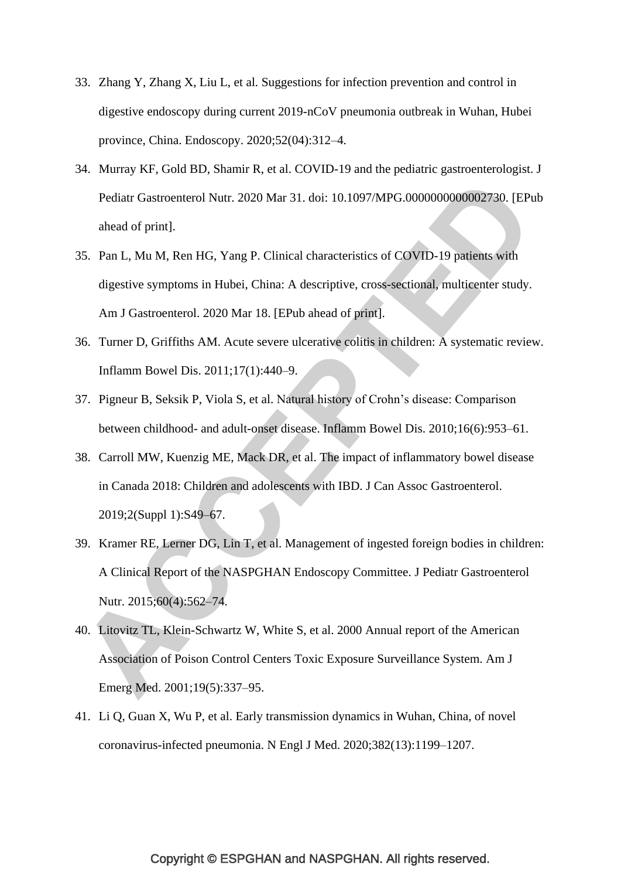33. Zhang Y, Zhang X, Liu L, et al. Suggestions for infection prevention and control in digestive endoscopy during current 2019-nCoV pneumonia outbreak in Wuhan, Hubei province, China. Endoscopy. 2020;52(04):312–4.
34. Murray KF, Gold BD, Shamir R, et al. COVID-19 and the pediatric gastroenterologist. J Pediatr Gastroenterol Nutr. 2020 Mar 31. doi: 10.1097/MPG.0000000000002730. [EPub ahead of print].
35. Pan L, Mu M, Ren HG, Yang P. Clinical characteristics of COVID-19 patients with digestive symptoms in Hubei, China: A descriptive, cross-sectional, multicenter study. Am J Gastroenterol. 2020 Mar 18. [EPub ahead of print].
36. Turner D, Griffiths AM. Acute severe ulcerative colitis in children: A systematic review. Inflamm Bowel Dis. 2011;17(1):440–9.
37. Pigneur B, Seksik P, Viola S, et al. Natural history of Crohn's disease: Comparison between childhood- and adult-onset disease. Inflamm Bowel Dis. 2010;16(6):953–61.
38. Carroll MW, Kuenzig ME, Mack DR, et al. The impact of inflammatory bowel disease in Canada 2018: Children and adolescents with IBD. J Can Assoc Gastroenterol. 2019;2(Suppl 1):S49–67.
39. Kramer RE, Lerner DG, Lin T, et al. Management of ingested foreign bodies in children: A Clinical Report of the NASPGHAN Endoscopy Committee. J Pediatr Gastroenterol Nutr. 2015;60(4):562–74.
40. Litovitz TL, Klein-Schwartz W, White S, et al. 2000 Annual report of the American Association of Poison Control Centers Toxic Exposure Surveillance System. Am J Emerg Med. 2001;19(5):337–95.
41. Li Q, Guan X, Wu P, et al. Early transmission dynamics in Wuhan, China, of novel coronavirus-infected pneumonia. N Engl J Med. 2020;382(13):1199–1207.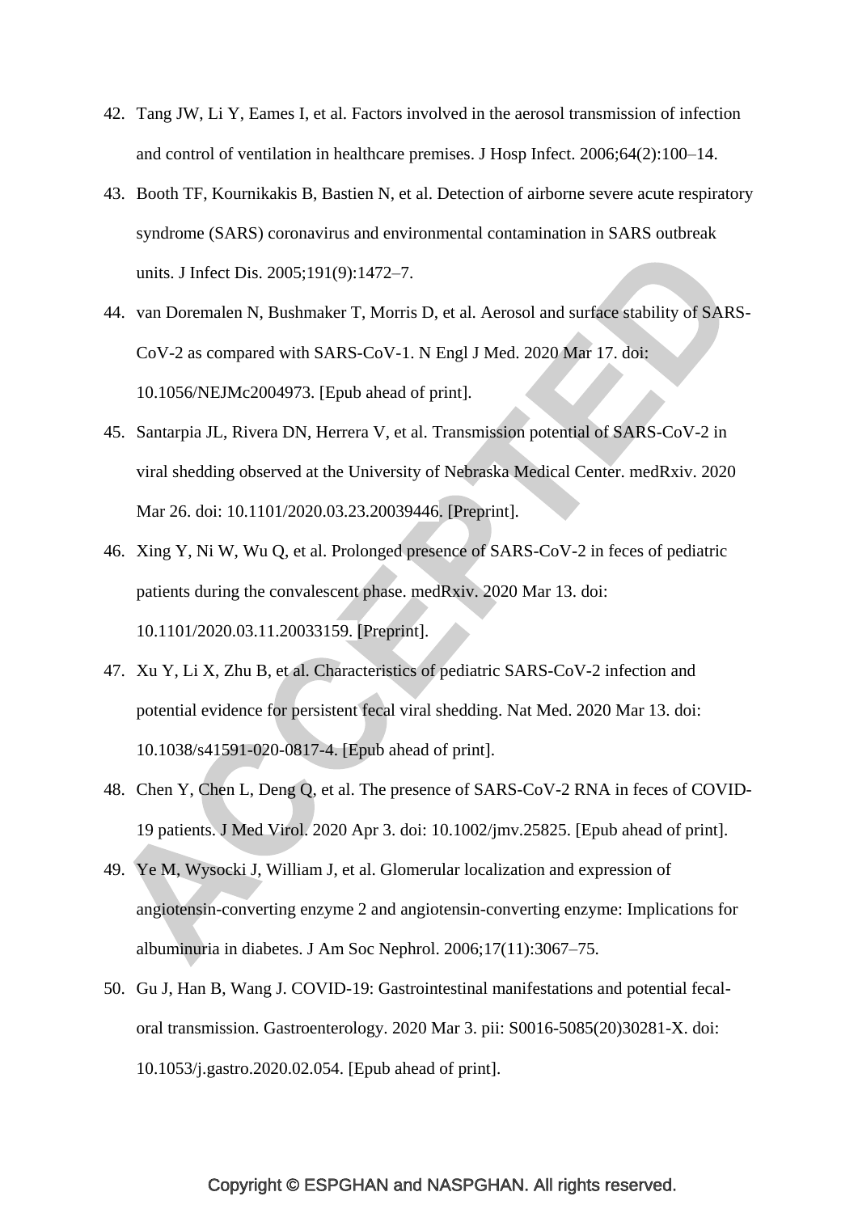42. Tang JW, Li Y, Eames I, et al. Factors involved in the aerosol transmission of infection and control of ventilation in healthcare premises. J Hosp Infect. 2006;64(2):100–14.
43. Booth TF, Kournikakis B, Bastien N, et al. Detection of airborne severe acute respiratory syndrome (SARS) coronavirus and environmental contamination in SARS outbreak units. J Infect Dis. 2005;191(9):1472–7.
44. van Doremalen N, Bushmaker T, Morris D, et al. Aerosol and surface stability of SARS-CoV-2 as compared with SARS-CoV-1. N Engl J Med. 2020 Mar 17. doi: 10.1056/NEJMc2004973. [Epub ahead of print].
45. Santarpia JL, Rivera DN, Herrera V, et al. Transmission potential of SARS-CoV-2 in viral shedding observed at the University of Nebraska Medical Center. medRxiv. 2020 Mar 26. doi: 10.1101/2020.03.23.20039446. [Preprint].
46. Xing Y, Ni W, Wu Q, et al. Prolonged presence of SARS-CoV-2 in feces of pediatric patients during the convalescent phase. medRxiv. 2020 Mar 13. doi: 10.1101/2020.03.11.20033159. [Preprint].
47. Xu Y, Li X, Zhu B, et al. Characteristics of pediatric SARS-CoV-2 infection and potential evidence for persistent fecal viral shedding. Nat Med. 2020 Mar 13. doi: 10.1038/s41591-020-0817-4. [Epub ahead of print].
48. Chen Y, Chen L, Deng Q, et al. The presence of SARS-CoV-2 RNA in feces of COVID-19 patients. J Med Virol. 2020 Apr 3. doi: 10.1002/jmv.25825. [Epub ahead of print].
49. Ye M, Wysocki J, William J, et al. Glomerular localization and expression of angiotensin-converting enzyme 2 and angiotensin-converting enzyme: Implications for albuminuria in diabetes. J Am Soc Nephrol. 2006;17(11):3067–75.
50. Gu J, Han B, Wang J. COVID-19: Gastrointestinal manifestations and potential fecal-oral transmission. Gastroenterology. 2020 Mar 3. pii: S0016-5085(20)30281-X. doi: 10.1053/j.gastro.2020.02.054. [Epub ahead of print].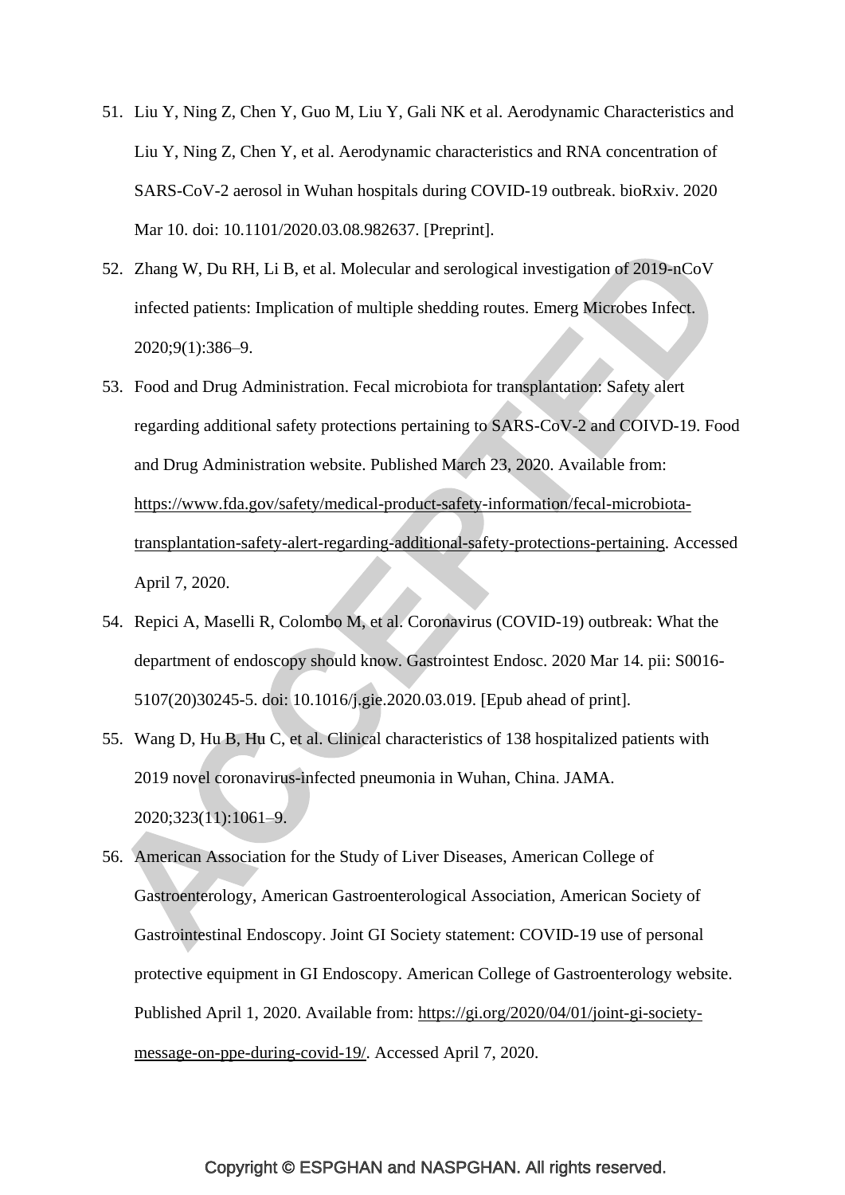51. Liu Y, Ning Z, Chen Y, Guo M, Liu Y, Gali NK et al. Aerodynamic Characteristics and Liu Y, Ning Z, Chen Y, et al. Aerodynamic characteristics and RNA concentration of SARS-CoV-2 aerosol in Wuhan hospitals during COVID-19 outbreak. bioRxiv. 2020 Mar 10. doi: 10.1101/2020.03.08.982637. [Preprint].

52. Zhang W, Du RH, Li B, et al. Molecular and serological investigation of 2019-nCoV infected patients: Implication of multiple shedding routes. Emerg Microbes Infect. 2020;9(1):386–9.

53. Food and Drug Administration. Fecal microbiota for transplantation: Safety alert regarding additional safety protections pertaining to SARS-CoV-2 and COIVD-19. Food and Drug Administration website. Published March 23, 2020. Available from: https://www.fda.gov/safety/medical-product-safety-information/fecal-microbiota-transplantation-safety-alert-regarding-additional-safety-protections-pertaining. Accessed April 7, 2020.

54. Repici A, Maselli R, Colombo M, et al. Coronavirus (COVID-19) outbreak: What the department of endoscopy should know. Gastrointest Endosc. 2020 Mar 14. pii: S0016-5107(20)30245-5. doi: 10.1016/j.gie.2020.03.019. [Epub ahead of print].

55. Wang D, Hu B, Hu C, et al. Clinical characteristics of 138 hospitalized patients with 2019 novel coronavirus-infected pneumonia in Wuhan, China. JAMA. 2020;323(11):1061–9.

56. American Association for the Study of Liver Diseases, American College of Gastroenterology, American Gastroenterological Association, American Society of Gastrointestinal Endoscopy. Joint GI Society statement: COVID-19 use of personal protective equipment in GI Endoscopy. American College of Gastroenterology website. Published April 1, 2020. Available from: https://gi.org/2020/04/01/joint-gi-society-message-on-ppe-during-covid-19/. Accessed April 7, 2020.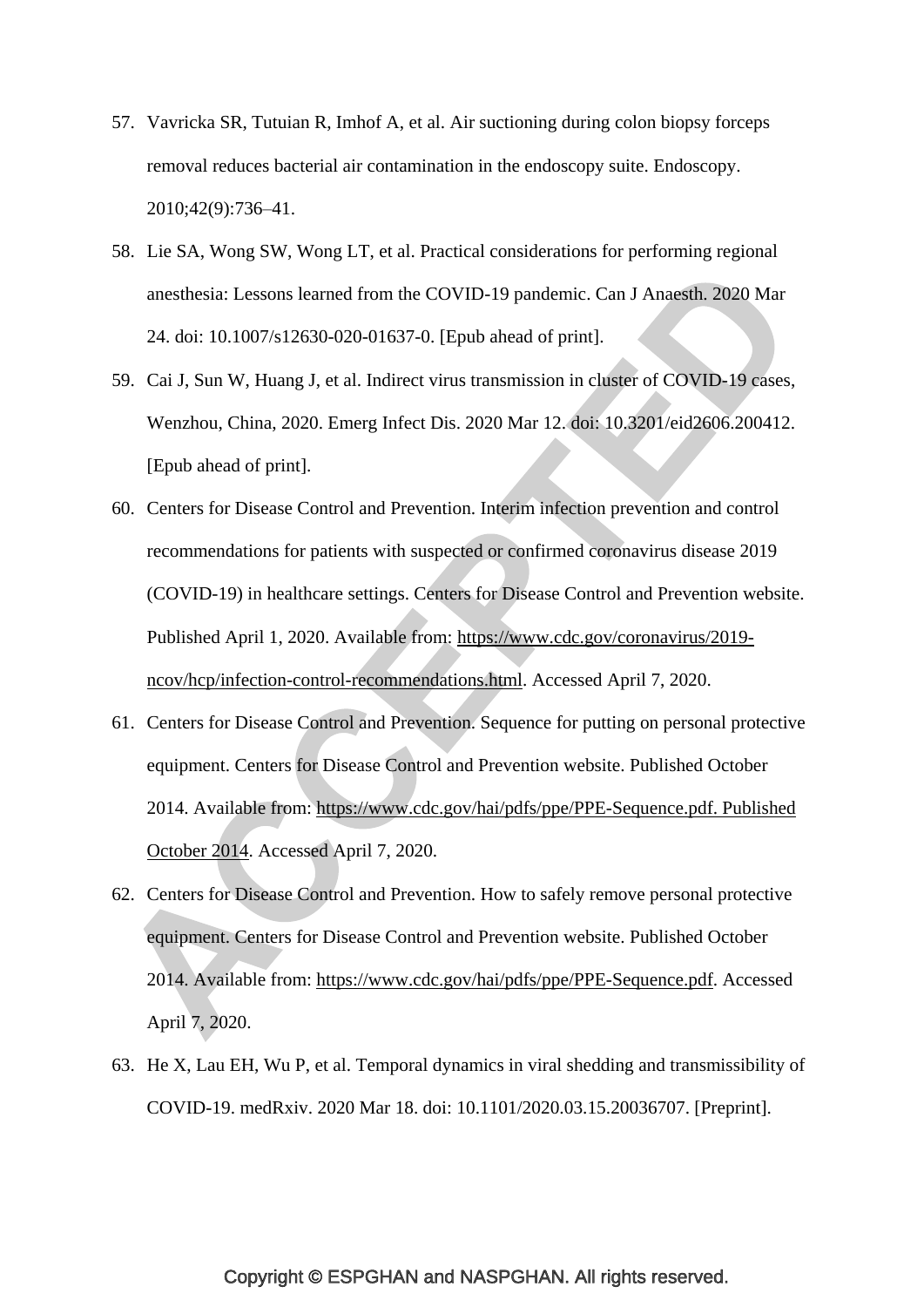57. Vavricka SR, Tutuian R, Imhof A, et al. Air suctioning during colon biopsy forceps removal reduces bacterial air contamination in the endoscopy suite. Endoscopy. 2010;42(9):736–41.
58. Lie SA, Wong SW, Wong LT, et al. Practical considerations for performing regional anesthesia: Lessons learned from the COVID-19 pandemic. Can J Anaesth. 2020 Mar 24. doi: 10.1007/s12630-020-01637-0. [Epub ahead of print].
59. Cai J, Sun W, Huang J, et al. Indirect virus transmission in cluster of COVID-19 cases, Wenzhou, China, 2020. Emerg Infect Dis. 2020 Mar 12. doi: 10.3201/eid2606.200412. [Epub ahead of print].
60. Centers for Disease Control and Prevention. Interim infection prevention and control recommendations for patients with suspected or confirmed coronavirus disease 2019 (COVID-19) in healthcare settings. Centers for Disease Control and Prevention website. Published April 1, 2020. Available from: https://www.cdc.gov/coronavirus/2019-ncov/hcp/infection-control-recommendations.html. Accessed April 7, 2020.
61. Centers for Disease Control and Prevention. Sequence for putting on personal protective equipment. Centers for Disease Control and Prevention website. Published October 2014. Available from: https://www.cdc.gov/hai/pdfs/ppe/PPE-Sequence.pdf. Published October 2014. Accessed April 7, 2020.
62. Centers for Disease Control and Prevention. How to safely remove personal protective equipment. Centers for Disease Control and Prevention website. Published October 2014. Available from: https://www.cdc.gov/hai/pdfs/ppe/PPE-Sequence.pdf. Accessed April 7, 2020.
63. He X, Lau EH, Wu P, et al. Temporal dynamics in viral shedding and transmissibility of COVID-19. medRxiv. 2020 Mar 18. doi: 10.1101/2020.03.15.20036707. [Preprint].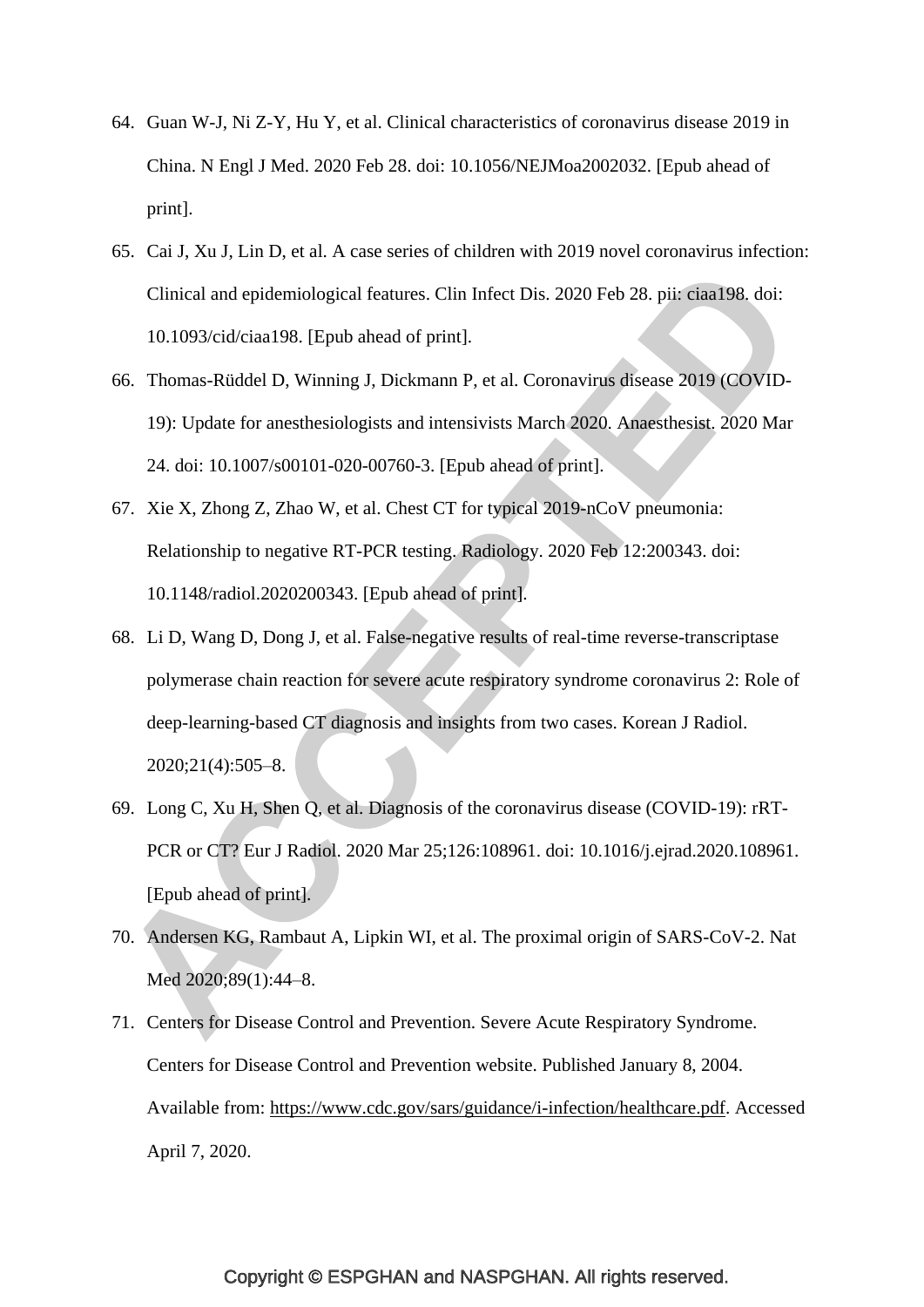64. Guan W-J, Ni Z-Y, Hu Y, et al. Clinical characteristics of coronavirus disease 2019 in China. N Engl J Med. 2020 Feb 28. doi: 10.1056/NEJMoa2002032. [Epub ahead of print].
65. Cai J, Xu J, Lin D, et al. A case series of children with 2019 novel coronavirus infection: Clinical and epidemiological features. Clin Infect Dis. 2020 Feb 28. pii: ciaa198. doi: 10.1093/cid/ciaa198. [Epub ahead of print].
66. Thomas-Rüddel D, Winning J, Dickmann P, et al. Coronavirus disease 2019 (COVID-19): Update for anesthesiologists and intensivists March 2020. Anaesthesist. 2020 Mar 24. doi: 10.1007/s00101-020-00760-3. [Epub ahead of print].
67. Xie X, Zhong Z, Zhao W, et al. Chest CT for typical 2019-nCoV pneumonia: Relationship to negative RT-PCR testing. Radiology. 2020 Feb 12:200343. doi: 10.1148/radiol.2020200343. [Epub ahead of print].
68. Li D, Wang D, Dong J, et al. False-negative results of real-time reverse-transcriptase polymerase chain reaction for severe acute respiratory syndrome coronavirus 2: Role of deep-learning-based CT diagnosis and insights from two cases. Korean J Radiol. 2020;21(4):505–8.
69. Long C, Xu H, Shen Q, et al. Diagnosis of the coronavirus disease (COVID-19): rRT-PCR or CT? Eur J Radiol. 2020 Mar 25;126:108961. doi: 10.1016/j.ejrad.2020.108961. [Epub ahead of print].
70. Andersen KG, Rambaut A, Lipkin WI, et al. The proximal origin of SARS-CoV-2. Nat Med 2020;89(1):44–8.
71. Centers for Disease Control and Prevention. Severe Acute Respiratory Syndrome. Centers for Disease Control and Prevention website. Published January 8, 2004. Available from: https://www.cdc.gov/sars/guidance/i-infection/healthcare.pdf. Accessed April 7, 2020.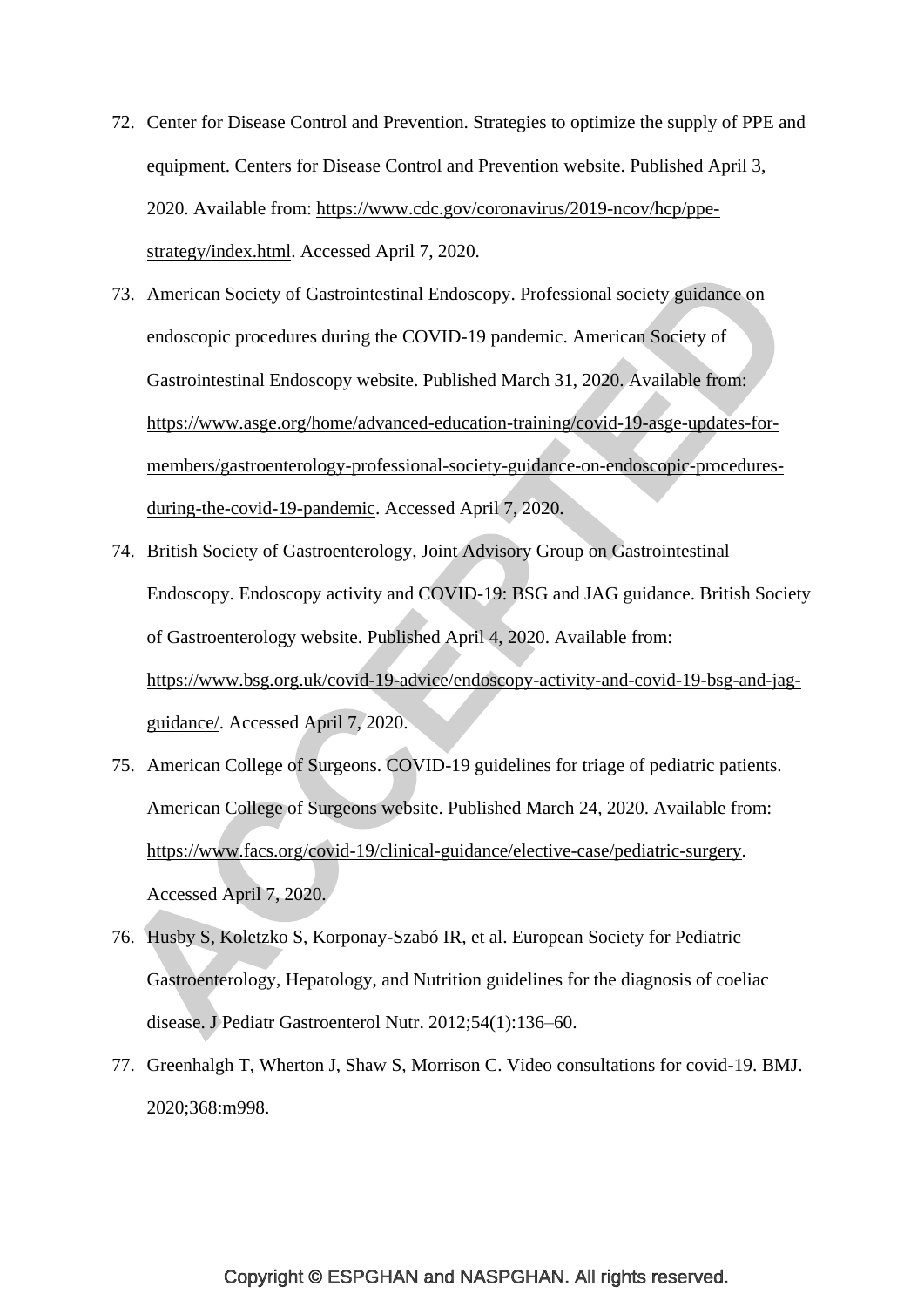72. Center for Disease Control and Prevention. Strategies to optimize the supply of PPE and equipment. Centers for Disease Control and Prevention website. Published April 3, 2020. Available from: https://www.cdc.gov/coronavirus/2019-ncov/hcp/ppe-strategy/index.html. Accessed April 7, 2020.
73. American Society of Gastrointestinal Endoscopy. Professional society guidance on endoscopic procedures during the COVID-19 pandemic. American Society of Gastrointestinal Endoscopy website. Published March 31, 2020. Available from: https://www.asge.org/home/advanced-education-training/covid-19-asge-updates-for-members/gastroenterology-professional-society-guidance-on-endoscopic-procedures-during-the-covid-19-pandemic. Accessed April 7, 2020.
74. British Society of Gastroenterology, Joint Advisory Group on Gastrointestinal Endoscopy. Endoscopy activity and COVID-19: BSG and JAG guidance. British Society of Gastroenterology website. Published April 4, 2020. Available from: https://www.bsg.org.uk/covid-19-advice/endoscopy-activity-and-covid-19-bsg-and-jag-guidance/. Accessed April 7, 2020.
75. American College of Surgeons. COVID-19 guidelines for triage of pediatric patients. American College of Surgeons website. Published March 24, 2020. Available from: https://www.facs.org/covid-19/clinical-guidance/elective-case/pediatric-surgery. Accessed April 7, 2020.
76. Husby S, Koletzko S, Korponay-Szabó IR, et al. European Society for Pediatric Gastroenterology, Hepatology, and Nutrition guidelines for the diagnosis of coeliac disease. J Pediatr Gastroenterol Nutr. 2012;54(1):136–60.
77. Greenhalgh T, Wherton J, Shaw S, Morrison C. Video consultations for covid-19. BMJ. 2020;368:m998.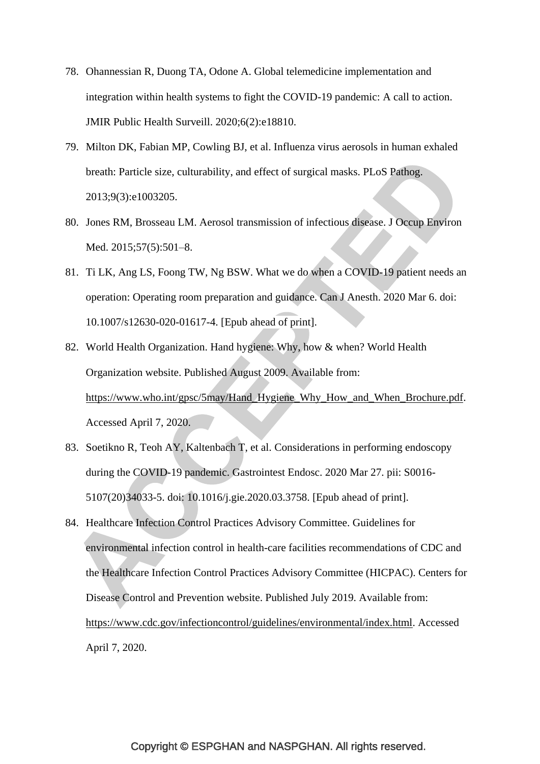78. Ohannessian R, Duong TA, Odone A. Global telemedicine implementation and integration within health systems to fight the COVID-19 pandemic: A call to action. JMIR Public Health Surveill. 2020;6(2):e18810.

79. Milton DK, Fabian MP, Cowling BJ, et al. Influenza virus aerosols in human exhaled breath: Particle size, culturability, and effect of surgical masks. PLoS Pathog. 2013;9(3):e1003205.

80. Jones RM, Brosseau LM. Aerosol transmission of infectious disease. J Occup Environ Med. 2015;57(5):501–8.

81. Ti LK, Ang LS, Foong TW, Ng BSW. What we do when a COVID-19 patient needs an operation: Operating room preparation and guidance. Can J Anesth. 2020 Mar 6. doi: 10.1007/s12630-020-01617-4. [Epub ahead of print].

82. World Health Organization. Hand hygiene: Why, how & when? World Health Organization website. Published August 2009. Available from: https://www.who.int/gpsc/5may/Hand_Hygiene_Why_How_and_When_Brochure.pdf. Accessed April 7, 2020.

83. Soetikno R, Teoh AY, Kaltenbach T, et al. Considerations in performing endoscopy during the COVID-19 pandemic. Gastrointest Endosc. 2020 Mar 27. pii: S0016-5107(20)34033-5. doi: 10.1016/j.gie.2020.03.3758. [Epub ahead of print].

84. Healthcare Infection Control Practices Advisory Committee. Guidelines for environmental infection control in health-care facilities recommendations of CDC and the Healthcare Infection Control Practices Advisory Committee (HICPAC). Centers for Disease Control and Prevention website. Published July 2019. Available from: https://www.cdc.gov/infectioncontrol/guidelines/environmental/index.html. Accessed April 7, 2020.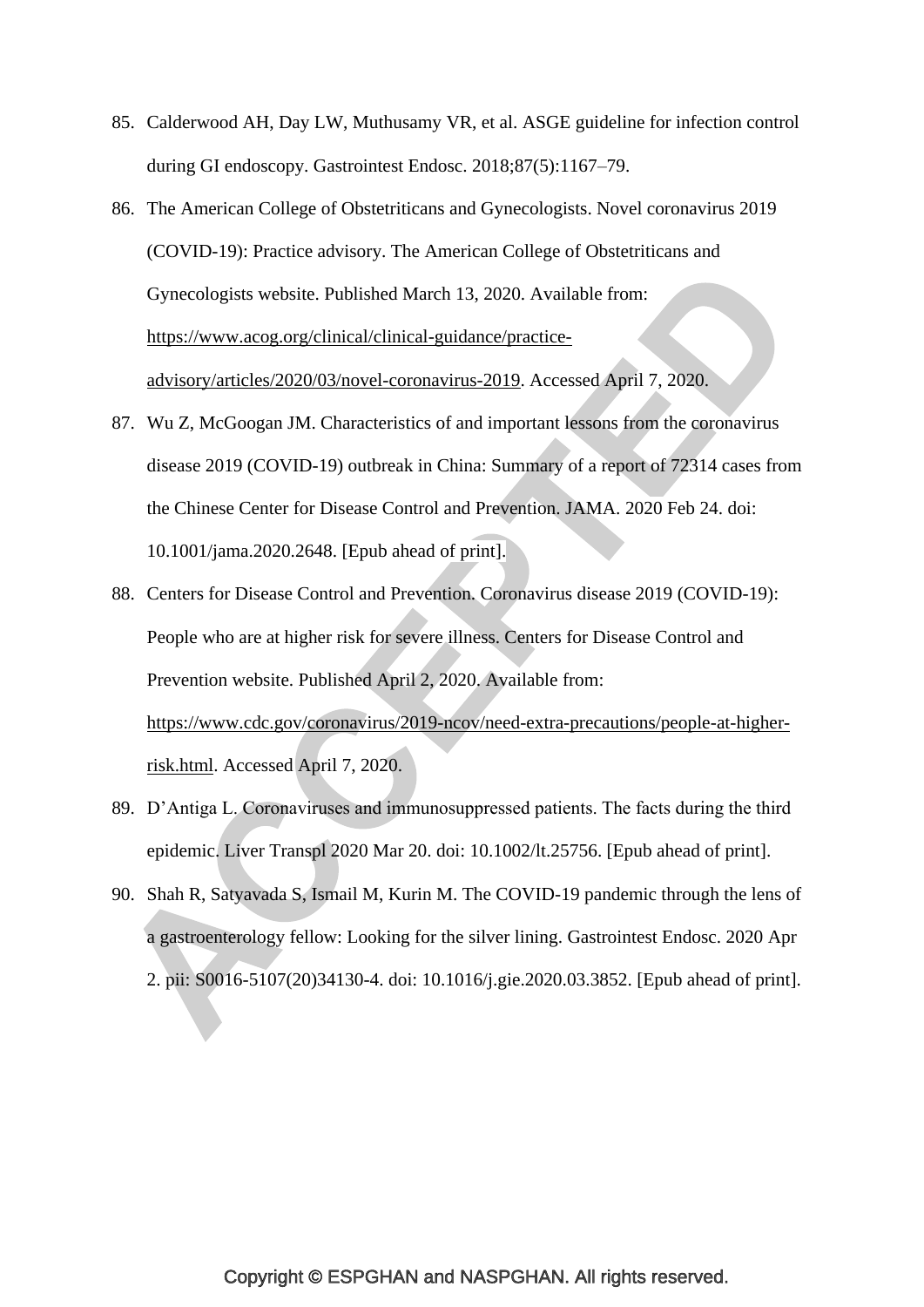85. Calderwood AH, Day LW, Muthusamy VR, et al. ASGE guideline for infection control during GI endoscopy. Gastrointest Endosc. 2018;87(5):1167–79.

86. The American College of Obstetriticans and Gynecologists. Novel coronavirus 2019 (COVID-19): Practice advisory. The American College of Obstetriticans and Gynecologists website. Published March 13, 2020. Available from: https://www.acog.org/clinical/clinical-guidance/practice-advisory/articles/2020/03/novel-coronavirus-2019. Accessed April 7, 2020.

87. Wu Z, McGoogan JM. Characteristics of and important lessons from the coronavirus disease 2019 (COVID-19) outbreak in China: Summary of a report of 72314 cases from the Chinese Center for Disease Control and Prevention. JAMA. 2020 Feb 24. doi: 10.1001/jama.2020.2648. [Epub ahead of print].

88. Centers for Disease Control and Prevention. Coronavirus disease 2019 (COVID-19): People who are at higher risk for severe illness. Centers for Disease Control and Prevention website. Published April 2, 2020. Available from: https://www.cdc.gov/coronavirus/2019-ncov/need-extra-precautions/people-at-higher-risk.html. Accessed April 7, 2020.

89. D'Antiga L. Coronaviruses and immunosuppressed patients. The facts during the third epidemic. Liver Transpl 2020 Mar 20. doi: 10.1002/lt.25756. [Epub ahead of print].

90. Shah R, Satyavada S, Ismail M, Kurin M. The COVID-19 pandemic through the lens of a gastroenterology fellow: Looking for the silver lining. Gastrointest Endosc. 2020 Apr 2. pii: S0016-5107(20)34130-4. doi: 10.1016/j.gie.2020.03.3852. [Epub ahead of print].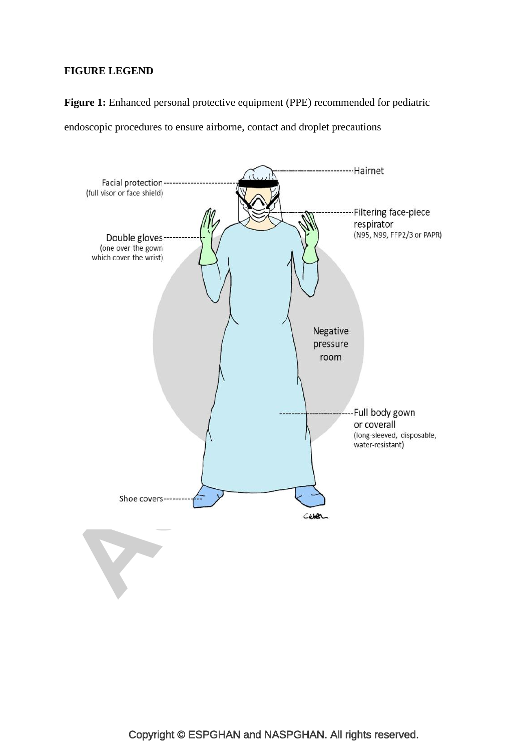**FIGURE LEGEND**

**Figure 1:** Enhanced personal protective equipment (PPE) recommended for pediatric endoscopic procedures to ensure airborne, contact and droplet precautions

Hairnet

Facial protection (full visor or face shield)

Filtering face-piece respirator (N95, N99, FFP2/3 or PAPR)

Double gloves (one over the gown which cover the wrist)

Negative pressure room

Full body gown or coverall (long-sleeved, disposable, water-resistant)

Shoe covers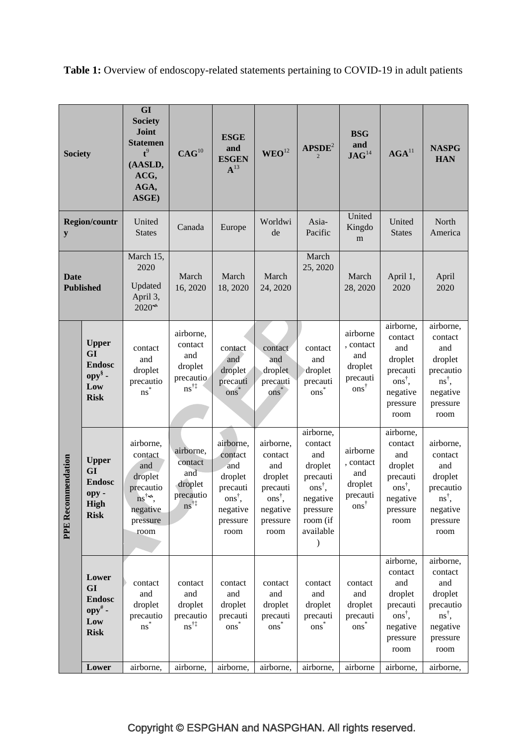**Table 1:** Overview of endoscopy-related statements pertaining to COVID-19 in adult patients

| Society | | GI Society Joint Statement[9] (AASLD, ACG, AGA, ASGE) | CAG[10] | ESGE and ESGENA[13] | WEO[12] | APSDE[22] | BSG and JAG[14] | AGA[11] | NASPGHAN |
|---|---|---|---|---|---|---|---|---|---|
| Region/country | | United States | Canada | Europe | Worldwide | Asia-Pacific | United Kingdom | United States | North America |
| Date Published | | March 15, 2020 Updated April 3, 2020[⇜] | March 16, 2020 | March 18, 2020 | March 24, 2020 | March 25, 2020 | March 28, 2020 | April 1, 2020 | April 2020 |
| PPE Recommendation | Upper GI Endoscopy[§] - Low Risk | contact and droplet precautions[*] | airborne, contact and droplet precautions[†‡] | contact and droplet precautions[*] | contact and droplet precautions[*] | contact and droplet precautions[*] | airborne, contact and droplet precautions[†] | airborne, contact and droplet precautions[†], negative pressure room | airborne, contact and droplet precautions[†], negative pressure room |
| | Upper GI Endoscopy - High Risk | airborne, contact and droplet precautions[†⇜], negative pressure room | airborne, contact and droplet precautions[†‡] | airborne, contact and droplet precautions[†], negative pressure room | airborne, contact and droplet precautions[†], negative pressure room | airborne, contact and droplet precautions[†], negative pressure room (if available) | airborne, contact and droplet precautions[†] | airborne, contact and droplet precautions[†], negative pressure room | airborne, contact and droplet precautions[†], negative pressure room |
| | Lower GI Endoscopy[#] - Low Risk | contact and droplet precautions[*] | contact and droplet precautions[†‡] | contact and droplet precautions[*] | contact and droplet precautions[*] | contact and droplet precautions[*] | contact and droplet precautions[*] | airborne, contact and droplet precautions[†], negative pressure room | airborne, contact and droplet precautions[†], negative pressure room |
| | Lower | airborne, | airborne, | airborne, | airborne, | airborne, | airborne | airborne, | airborne, |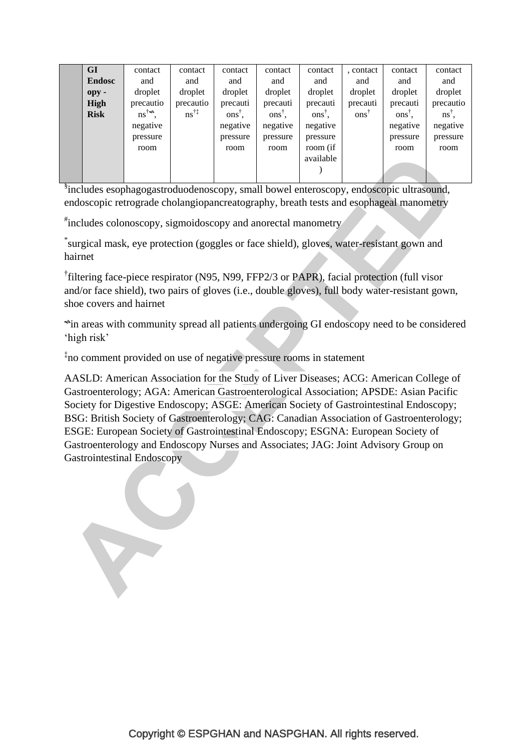|  | GI Endoscopy - High Risk | contact and droplet precautions[†⁂], negative pressure room | contact and droplet precautions[†‡] | contact and droplet precautions[†], negative pressure room | contact and droplet precautions[†], negative pressure room | contact and droplet precautions[†], negative pressure room (if available) | , contact and droplet precautions[†] | contact and droplet precautions[†], negative pressure room | contact and droplet precautions[†], negative pressure room |
|---|---|---|---|---|---|---|---|---|---|

[§]includes esophagogastroduodenoscopy, small bowel enteroscopy, endoscopic ultrasound, endoscopic retrograde cholangiopancreatography, breath tests and esophageal manometry

[#]includes colonoscopy, sigmoidoscopy and anorectal manometry

[*]surgical mask, eye protection (goggles or face shield), gloves, water-resistant gown and hairnet

[†]filtering face-piece respirator (N95, N99, FFP2/3 or PAPR), facial protection (full visor and/or face shield), two pairs of gloves (i.e., double gloves), full body water-resistant gown, shoe covers and hairnet

[⁂]in areas with community spread all patients undergoing GI endoscopy need to be considered 'high risk'

[‡]no comment provided on use of negative pressure rooms in statement

AASLD: American Association for the Study of Liver Diseases; ACG: American College of Gastroenterology; AGA: American Gastroenterological Association; APSDE: Asian Pacific Society for Digestive Endoscopy; ASGE: American Society of Gastrointestinal Endoscopy; BSG: British Society of Gastroenterology; CAG: Canadian Association of Gastroenterology; ESGE: European Society of Gastrointestinal Endoscopy; ESGNA: European Society of Gastroenterology and Endoscopy Nurses and Associates; JAG: Joint Advisory Group on Gastrointestinal Endoscopy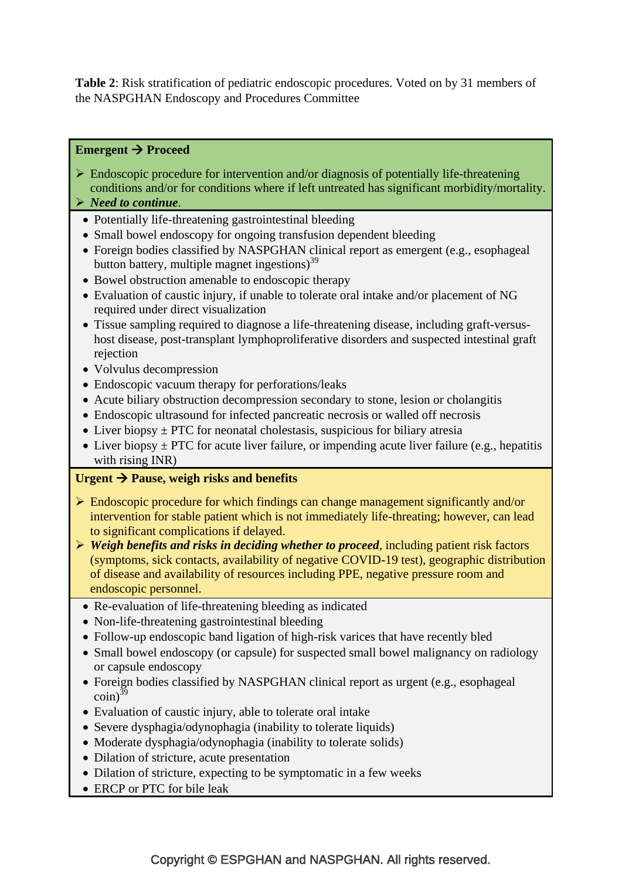**Table 2**: Risk stratification of pediatric endoscopic procedures. Voted on by 31 members of the NASPGHAN Endoscopy and Procedures Committee

**Emergent → Proceed**

- Endoscopic procedure for intervention and/or diagnosis of potentially life-threatening conditions and/or for conditions where if left untreated has significant morbidity/mortality.
- ***Need to continue***.

- Potentially life-threatening gastrointestinal bleeding
- Small bowel endoscopy for ongoing transfusion dependent bleeding
- Foreign bodies classified by NASPGHAN clinical report as emergent (e.g., esophageal button battery, multiple magnet ingestions)[39]
- Bowel obstruction amenable to endoscopic therapy
- Evaluation of caustic injury, if unable to tolerate oral intake and/or placement of NG required under direct visualization
- Tissue sampling required to diagnose a life-threatening disease, including graft-versus-host disease, post-transplant lymphoproliferative disorders and suspected intestinal graft rejection
- Volvulus decompression
- Endoscopic vacuum therapy for perforations/leaks
- Acute biliary obstruction decompression secondary to stone, lesion or cholangitis
- Endoscopic ultrasound for infected pancreatic necrosis or walled off necrosis
- Liver biopsy ± PTC for neonatal cholestasis, suspicious for biliary atresia
- Liver biopsy ± PTC for acute liver failure, or impending acute liver failure (e.g., hepatitis with rising INR)

**Urgent → Pause, weigh risks and benefits**

- Endoscopic procedure for which findings can change management significantly and/or intervention for stable patient which is not immediately life-threating; however, can lead to significant complications if delayed.
- ***Weigh benefits and risks in deciding whether to proceed***, including patient risk factors (symptoms, sick contacts, availability of negative COVID-19 test), geographic distribution of disease and availability of resources including PPE, negative pressure room and endoscopic personnel.

- Re-evaluation of life-threatening bleeding as indicated
- Non-life-threatening gastrointestinal bleeding
- Follow-up endoscopic band ligation of high-risk varices that have recently bled
- Small bowel endoscopy (or capsule) for suspected small bowel malignancy on radiology or capsule endoscopy
- Foreign bodies classified by NASPGHAN clinical report as urgent (e.g., esophageal coin)[39]
- Evaluation of caustic injury, able to tolerate oral intake
- Severe dysphagia/odynophagia (inability to tolerate liquids)
- Moderate dysphagia/odynophagia (inability to tolerate solids)
- Dilation of stricture, acute presentation
- Dilation of stricture, expecting to be symptomatic in a few weeks
- ERCP or PTC for bile leak

Copyright © ESPGHAN and NASPGHAN. All rights reserved.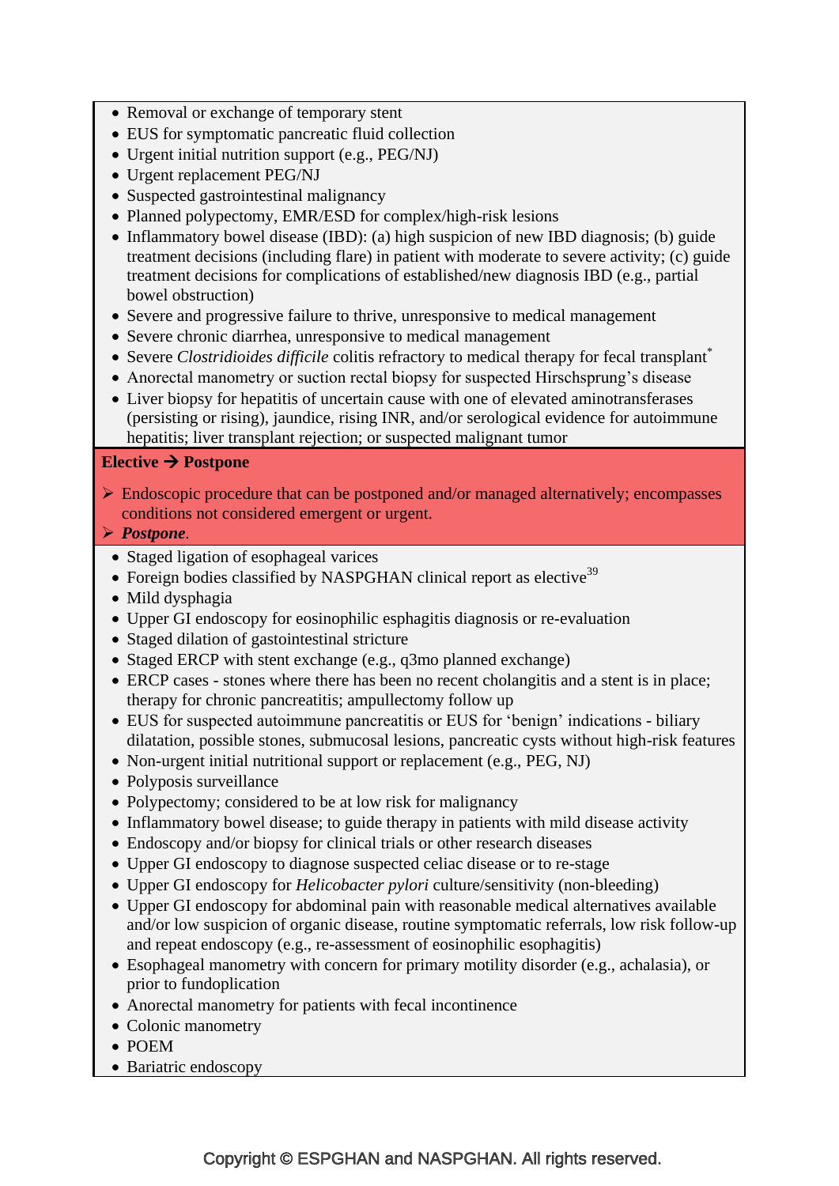- Removal or exchange of temporary stent
- EUS for symptomatic pancreatic fluid collection
- Urgent initial nutrition support (e.g., PEG/NJ)
- Urgent replacement PEG/NJ
- Suspected gastrointestinal malignancy
- Planned polypectomy, EMR/ESD for complex/high-risk lesions
- Inflammatory bowel disease (IBD): (a) high suspicion of new IBD diagnosis; (b) guide treatment decisions (including flare) in patient with moderate to severe activity; (c) guide treatment decisions for complications of established/new diagnosis IBD (e.g., partial bowel obstruction)
- Severe and progressive failure to thrive, unresponsive to medical management
- Severe chronic diarrhea, unresponsive to medical management
- Severe *Clostridioides difficile* colitis refractory to medical therapy for fecal transplant*
- Anorectal manometry or suction rectal biopsy for suspected Hirschsprung's disease
- Liver biopsy for hepatitis of uncertain cause with one of elevated aminotransferases (persisting or rising), jaundice, rising INR, and/or serological evidence for autoimmune hepatitis; liver transplant rejection; or suspected malignant tumor

**Elective → Postpone**

- Endoscopic procedure that can be postponed and/or managed alternatively; encompasses conditions not considered emergent or urgent.
- ***Postpone***.

- Staged ligation of esophageal varices
- Foreign bodies classified by NASPGHAN clinical report as elective[39]
- Mild dysphagia
- Upper GI endoscopy for eosinophilic esphagitis diagnosis or re-evaluation
- Staged dilation of gastointestinal stricture
- Staged ERCP with stent exchange (e.g., q3mo planned exchange)
- ERCP cases - stones where there has been no recent cholangitis and a stent is in place; therapy for chronic pancreatitis; ampullectomy follow up
- EUS for suspected autoimmune pancreatitis or EUS for 'benign' indications - biliary dilatation, possible stones, submucosal lesions, pancreatic cysts without high-risk features
- Non-urgent initial nutritional support or replacement (e.g., PEG, NJ)
- Polyposis surveillance
- Polypectomy; considered to be at low risk for malignancy
- Inflammatory bowel disease; to guide therapy in patients with mild disease activity
- Endoscopy and/or biopsy for clinical trials or other research diseases
- Upper GI endoscopy to diagnose suspected celiac disease or to re-stage
- Upper GI endoscopy for *Helicobacter pylori* culture/sensitivity (non-bleeding)
- Upper GI endoscopy for abdominal pain with reasonable medical alternatives available and/or low suspicion of organic disease, routine symptomatic referrals, low risk follow-up and repeat endoscopy (e.g., re-assessment of eosinophilic esophagitis)
- Esophageal manometry with concern for primary motility disorder (e.g., achalasia), or prior to fundoplication
- Anorectal manometry for patients with fecal incontinence
- Colonic manometry
- POEM
- Bariatric endoscopy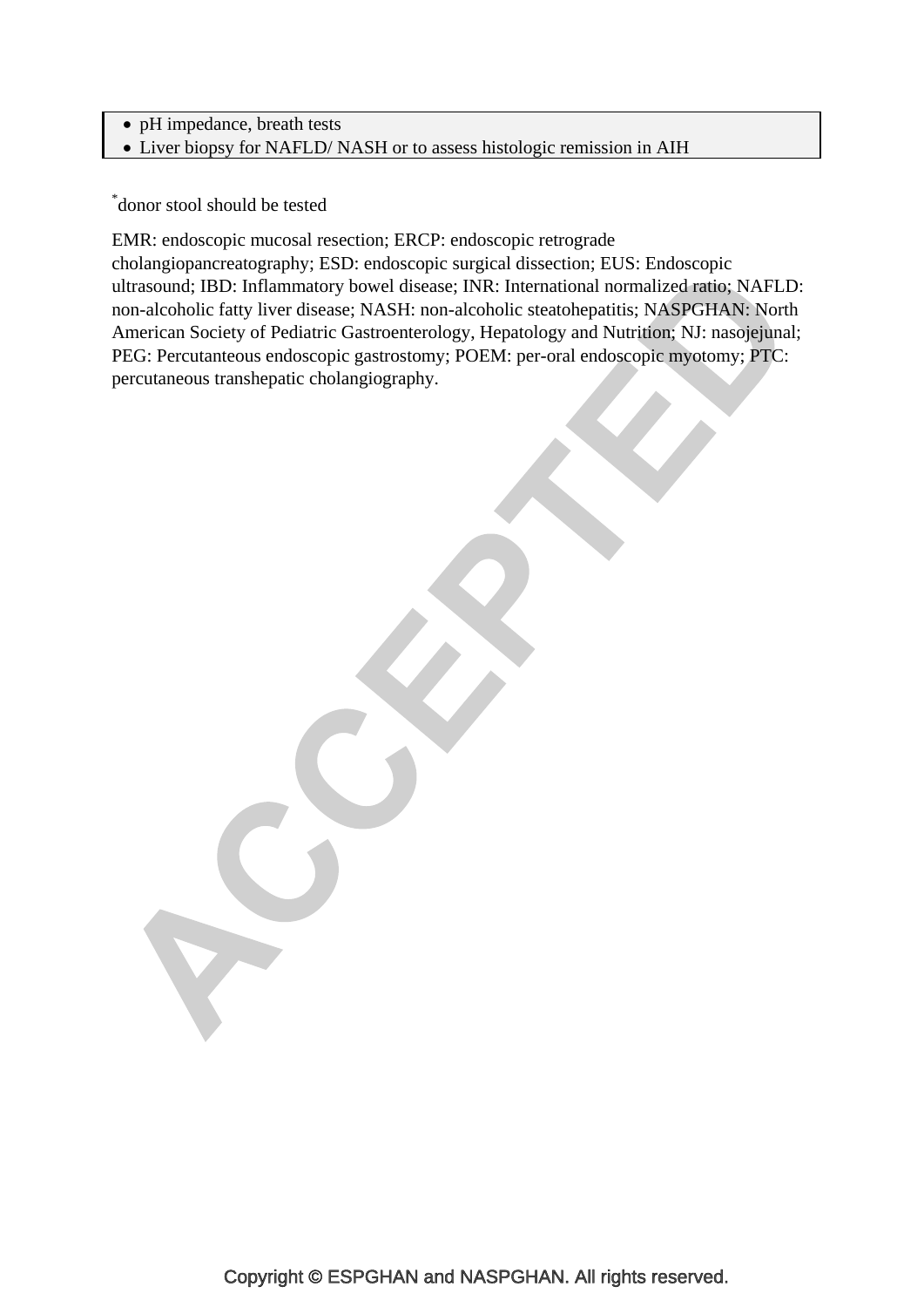- pH impedance, breath tests
- Liver biopsy for NAFLD/ NASH or to assess histologic remission in AIH

*donor stool should be tested

EMR: endoscopic mucosal resection; ERCP: endoscopic retrograde cholangiopancreatography; ESD: endoscopic surgical dissection; EUS: Endoscopic ultrasound; IBD: Inflammatory bowel disease; INR: International normalized ratio; NAFLD: non-alcoholic fatty liver disease; NASH: non-alcoholic steatohepatitis; NASPGHAN: North American Society of Pediatric Gastroenterology, Hepatology and Nutrition; NJ: nasojejunal; PEG: Percutanteous endoscopic gastrostomy; POEM: per-oral endoscopic myotomy; PTC: percutaneous transhepatic cholangiography.